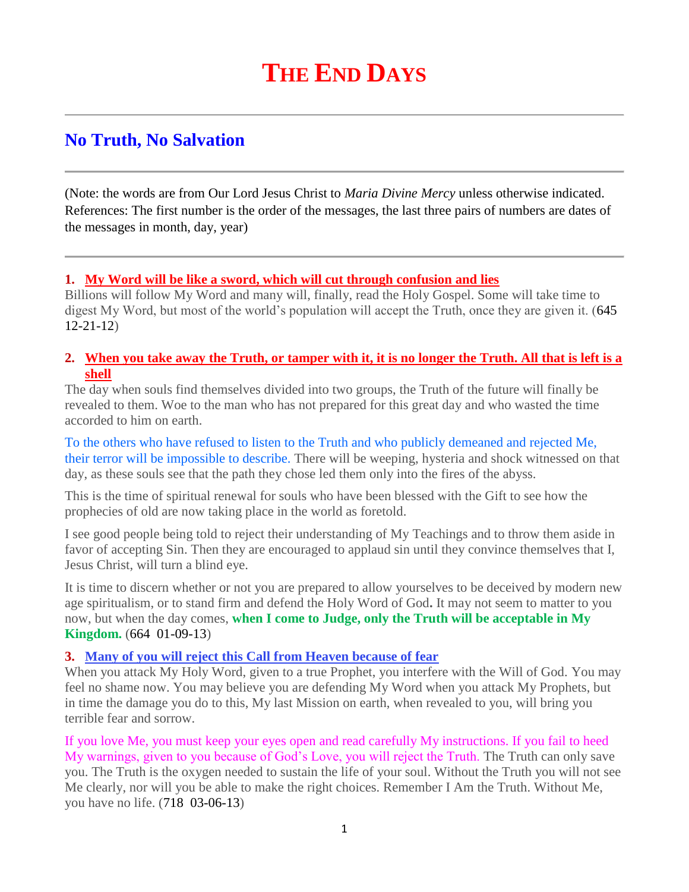# THE END DAYS

## No Truth, No Salvation

(Note: the words are from Our Lord Jesus Christ to *Maria Divine Mercy* unless otherwise indicated. References: The first number is the order of the messages, the last three pairs of numbers are dates of the messages in month, day, year)

1. **My Word will be like a sword, which will cut through confusion and lies**

Billions will follow My Word and many will, finally, read the Holy Gospel. Some will take time to digest My Word, but most of the world's population will accept the Truth, once they are given it. (645 12-21-12)

2. **When you take away the Truth, or tamper with it, it is no longer the Truth. All that is left is a shell**

The day when souls find themselves divided into two groups, the Truth of the future will finally be revealed to them. Woe to the man who has not prepared for this great day and who wasted the time accorded to him on earth.

To the others who have refused to listen to the Truth and who publicly demeaned and rejected Me, their terror will be impossible to describe. There will be weeping, hysteria and shock witnessed on that day, as these souls see that the path they chose led them only into the fires of the abyss.

This is the time of spiritual renewal for souls who have been blessed with the Gift to see how the prophecies of old are now taking place in the world as foretold.

I see good people being told to reject their understanding of My Teachings and to throw them aside in favor of accepting Sin. Then they are encouraged to applaud sin until they convince themselves that I, Jesus Christ, will turn a blind eye.

It is time to discern whether or not you are prepared to allow yourselves to be deceived by modern new age spiritualism, or to stand firm and defend the Holy Word of God**.** It may not seem to matter to you now, but when the day comes, **when I come to Judge, only the Truth will be acceptable in My Kingdom.** (664 01-09-13)

3. **Many of you will reject this Call from Heaven because of fear**

When you attack My Holy Word, given to a true Prophet, you interfere with the Will of God. You may feel no shame now. You may believe you are defending My Word when you attack My Prophets, but in time the damage you do to this, My last Mission on earth, when revealed to you, will bring you terrible fear and sorrow.

If you love Me, you must keep your eyes open and read carefully My instructions. If you fail to heed My warnings, given to you because of God's Love, you will reject the Truth. The Truth can only save you. The Truth is the oxygen needed to sustain the life of your soul. Without the Truth you will not see Me clearly, nor will you be able to make the right choices. Remember I Am the Truth. Without Me, you have no life. (718 03-06-13)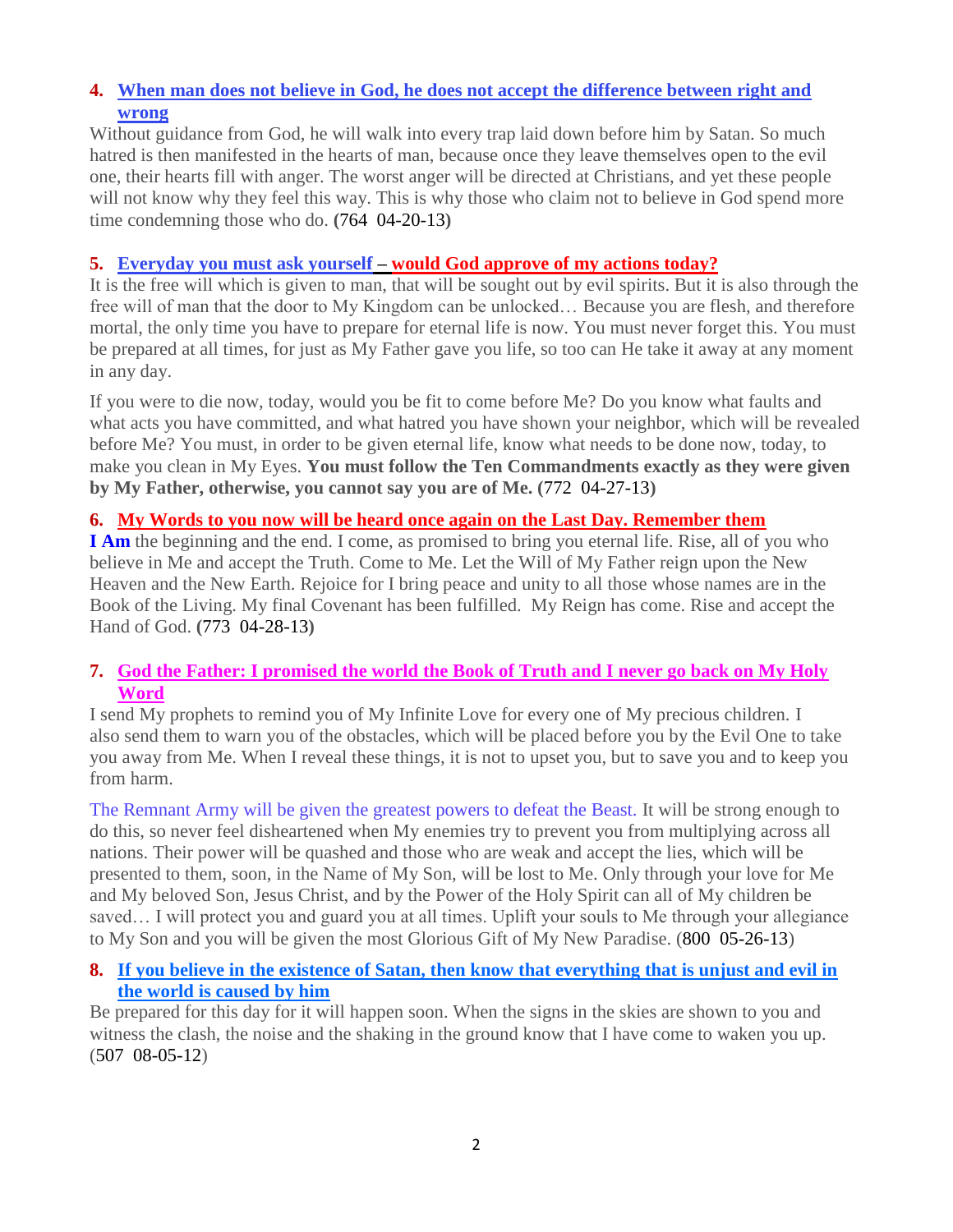4. **When man does not believe in God, he does not accept the difference between right and wrong**

Without guidance from God, he will walk into every trap laid down before him by Satan. So much hatred is then manifested in the hearts of man, because once they leave themselves open to the evil one, their hearts fill with anger. The worst anger will be directed at Christians, and yet these people will not know why they feel this way. This is why those who claim not to believe in God spend more time condemning those who do. **(**764 04-20-13**)**

5. **Everyday you must ask yourself – would God approve of my actions today?**

It is the free will which is given to man, that will be sought out by evil spirits. But it is also through the free will of man that the door to My Kingdom can be unlocked… Because you are flesh, and therefore mortal, the only time you have to prepare for eternal life is now. You must never forget this. You must be prepared at all times, for just as My Father gave you life, so too can He take it away at any moment in any day.

If you were to die now, today, would you be fit to come before Me? Do you know what faults and what acts you have committed, and what hatred you have shown your neighbor, which will be revealed before Me? You must, in order to be given eternal life, know what needs to be done now, today, to make you clean in My Eyes. **You must follow the Ten Commandments exactly as they were given by My Father, otherwise, you cannot say you are of Me. (**772 04-27-13**)**

6. **My Words to you now will be heard once again on the Last Day. Remember them**

**I Am** the beginning and the end. I come, as promised to bring you eternal life. Rise, all of you who believe in Me and accept the Truth. Come to Me. Let the Will of My Father reign upon the New Heaven and the New Earth. Rejoice for I bring peace and unity to all those whose names are in the Book of the Living. My final Covenant has been fulfilled. My Reign has come. Rise and accept the Hand of God. **(**773 04-28-13**)**

7. **God the Father: I promised the world the Book of Truth and I never go back on My Holy Word**

I send My prophets to remind you of My Infinite Love for every one of My precious children. I also send them to warn you of the obstacles, which will be placed before you by the Evil One to take you away from Me. When I reveal these things, it is not to upset you, but to save you and to keep you from harm.

The Remnant Army will be given the greatest powers to defeat the Beast. It will be strong enough to do this, so never feel disheartened when My enemies try to prevent you from multiplying across all nations. Their power will be quashed and those who are weak and accept the lies, which will be presented to them, soon, in the Name of My Son, will be lost to Me. Only through your love for Me and My beloved Son, Jesus Christ, and by the Power of the Holy Spirit can all of My children be saved… I will protect you and guard you at all times. Uplift your souls to Me through your allegiance to My Son and you will be given the most Glorious Gift of My New Paradise. (800 05-26-13)

8. **If you believe in the existence of Satan, then know that everything that is unjust and evil in the world is caused by him**

Be prepared for this day for it will happen soon. When the signs in the skies are shown to you and witness the clash, the noise and the shaking in the ground know that I have come to waken you up. (507 08-05-12)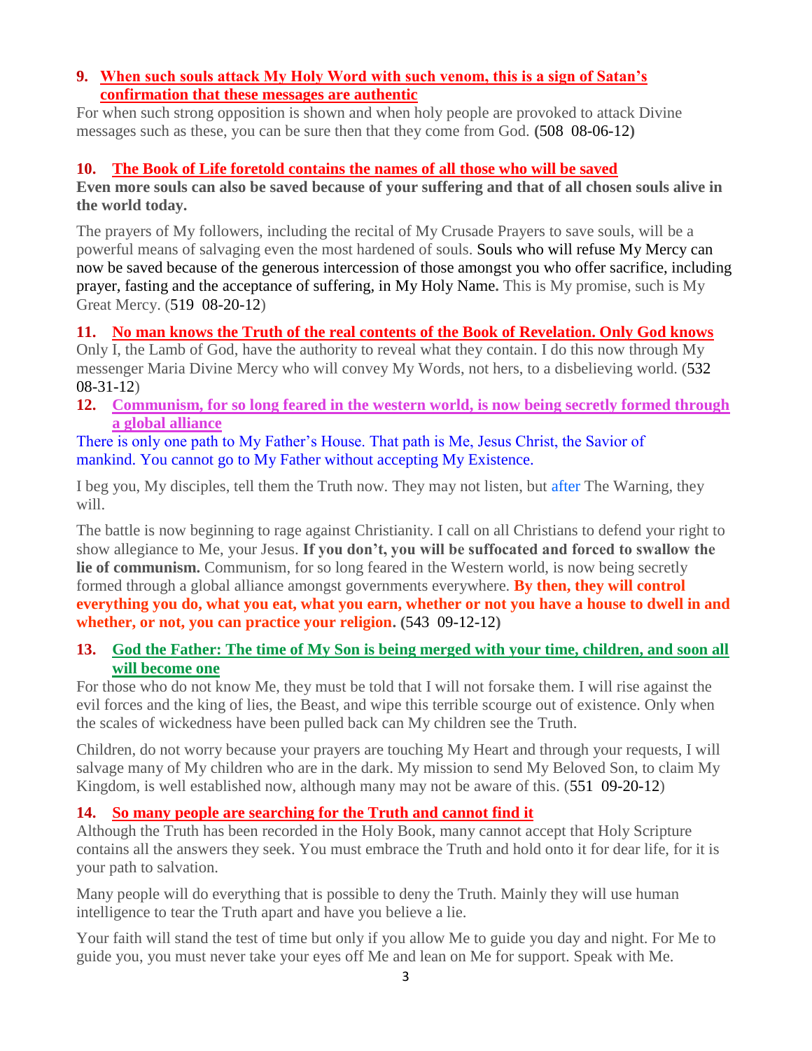9. **When such souls attack My Holy Word with such venom, this is a sign of Satan's confirmation that these messages are authentic**

For when such strong opposition is shown and when holy people are provoked to attack Divine messages such as these, you can be sure then that they come from God. **(**508 08-06-12**)**

10. **The Book of Life foretold contains the names of all those who will be saved**

**Even more souls can also be saved because of your suffering and that of all chosen souls alive in the world today.**

The prayers of My followers, including the recital of My Crusade Prayers to save souls, will be a powerful means of salvaging even the most hardened of souls. Souls who will refuse My Mercy can now be saved because of the generous intercession of those amongst you who offer sacrifice, including prayer, fasting and the acceptance of suffering, in My Holy Name**.** This is My promise, such is My Great Mercy. (519 08-20-12)

11. **No man knows the Truth of the real contents of the Book of Revelation. Only God knows**

Only I, the Lamb of God, have the authority to reveal what they contain. I do this now through My messenger Maria Divine Mercy who will convey My Words, not hers, to a disbelieving world. (532 08-31-12)

12. **Communism, for so long feared in the western world, is now being secretly formed through a global alliance**

There is only one path to My Father's House. That path is Me, Jesus Christ, the Savior of mankind. You cannot go to My Father without accepting My Existence.

I beg you, My disciples, tell them the Truth now. They may not listen, but after The Warning, they will.

The battle is now beginning to rage against Christianity. I call on all Christians to defend your right to show allegiance to Me, your Jesus. **If you don't, you will be suffocated and forced to swallow the lie of communism.** Communism, for so long feared in the Western world, is now being secretly formed through a global alliance amongst governments everywhere. **By then, they will control everything you do, what you eat, what you earn, whether or not you have a house to dwell in and whether, or not, you can practice your religion. (**543 09-12-12**)**

13. **God the Father: The time of My Son is being merged with your time, children, and soon all will become one**

For those who do not know Me, they must be told that I will not forsake them. I will rise against the evil forces and the king of lies, the Beast, and wipe this terrible scourge out of existence. Only when the scales of wickedness have been pulled back can My children see the Truth.

Children, do not worry because your prayers are touching My Heart and through your requests, I will salvage many of My children who are in the dark. My mission to send My Beloved Son, to claim My Kingdom, is well established now, although many may not be aware of this. (551 09-20-12)

14. **So many people are searching for the Truth and cannot find it**

Although the Truth has been recorded in the Holy Book, many cannot accept that Holy Scripture contains all the answers they seek. You must embrace the Truth and hold onto it for dear life, for it is your path to salvation.

Many people will do everything that is possible to deny the Truth. Mainly they will use human intelligence to tear the Truth apart and have you believe a lie.

Your faith will stand the test of time but only if you allow Me to guide you day and night. For Me to guide you, you must never take your eyes off Me and lean on Me for support. Speak with Me.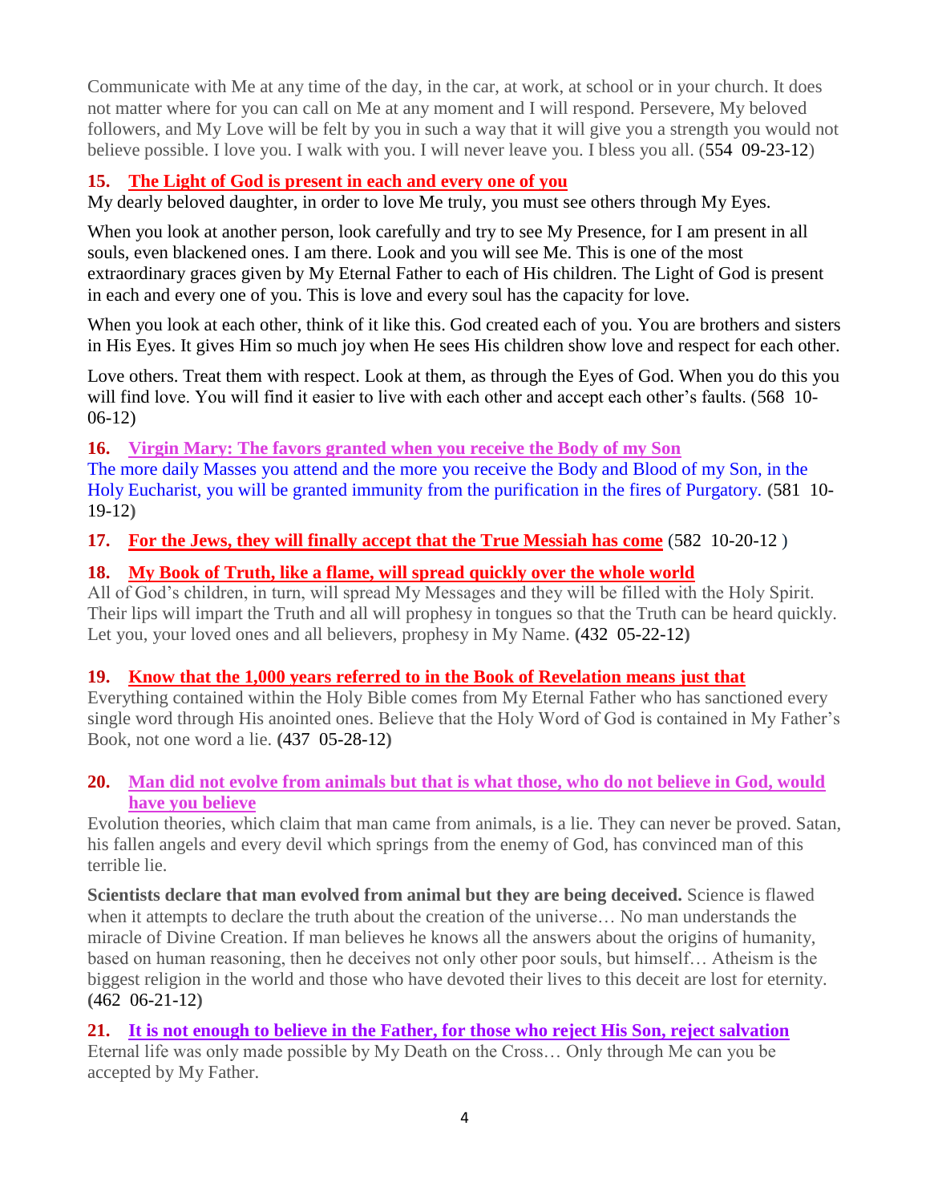Communicate with Me at any time of the day, in the car, at work, at school or in your church. It does not matter where for you can call on Me at any moment and I will respond. Persevere, My beloved followers, and My Love will be felt by you in such a way that it will give you a strength you would not believe possible. I love you. I walk with you. I will never leave you. I bless you all. (554 09-23-12)

**15. The Light of God is present in each and every one of you**

My dearly beloved daughter, in order to love Me truly, you must see others through My Eyes.

When you look at another person, look carefully and try to see My Presence, for I am present in all souls, even blackened ones. I am there. Look and you will see Me. This is one of the most extraordinary graces given by My Eternal Father to each of His children. The Light of God is present in each and every one of you. This is love and every soul has the capacity for love.

When you look at each other, think of it like this. God created each of you. You are brothers and sisters in His Eyes. It gives Him so much joy when He sees His children show love and respect for each other.

Love others. Treat them with respect. Look at them, as through the Eyes of God. When you do this you will find love. You will find it easier to live with each other and accept each other's faults. (568 10-06-12)

**16. Virgin Mary: The favors granted when you receive the Body of my Son**

The more daily Masses you attend and the more you receive the Body and Blood of my Son, in the Holy Eucharist, you will be granted immunity from the purification in the fires of Purgatory. (581 10-19-12)

**17. For the Jews, they will finally accept that the True Messiah has come** (582 10-20-12 )

**18. My Book of Truth, like a flame, will spread quickly over the whole world**

All of God's children, in turn, will spread My Messages and they will be filled with the Holy Spirit. Their lips will impart the Truth and all will prophesy in tongues so that the Truth can be heard quickly. Let you, your loved ones and all believers, prophesy in My Name. (432 05-22-12)

**19. Know that the 1,000 years referred to in the Book of Revelation means just that**

Everything contained within the Holy Bible comes from My Eternal Father who has sanctioned every single word through His anointed ones. Believe that the Holy Word of God is contained in My Father's Book, not one word a lie. (437 05-28-12)

**20. Man did not evolve from animals but that is what those, who do not believe in God, would have you believe**

Evolution theories, which claim that man came from animals, is a lie. They can never be proved. Satan, his fallen angels and every devil which springs from the enemy of God, has convinced man of this terrible lie.

**Scientists declare that man evolved from animal but they are being deceived.** Science is flawed when it attempts to declare the truth about the creation of the universe… No man understands the miracle of Divine Creation. If man believes he knows all the answers about the origins of humanity, based on human reasoning, then he deceives not only other poor souls, but himself… Atheism is the biggest religion in the world and those who have devoted their lives to this deceit are lost for eternity. (462 06-21-12)

**21. It is not enough to believe in the Father, for those who reject His Son, reject salvation**

Eternal life was only made possible by My Death on the Cross… Only through Me can you be accepted by My Father.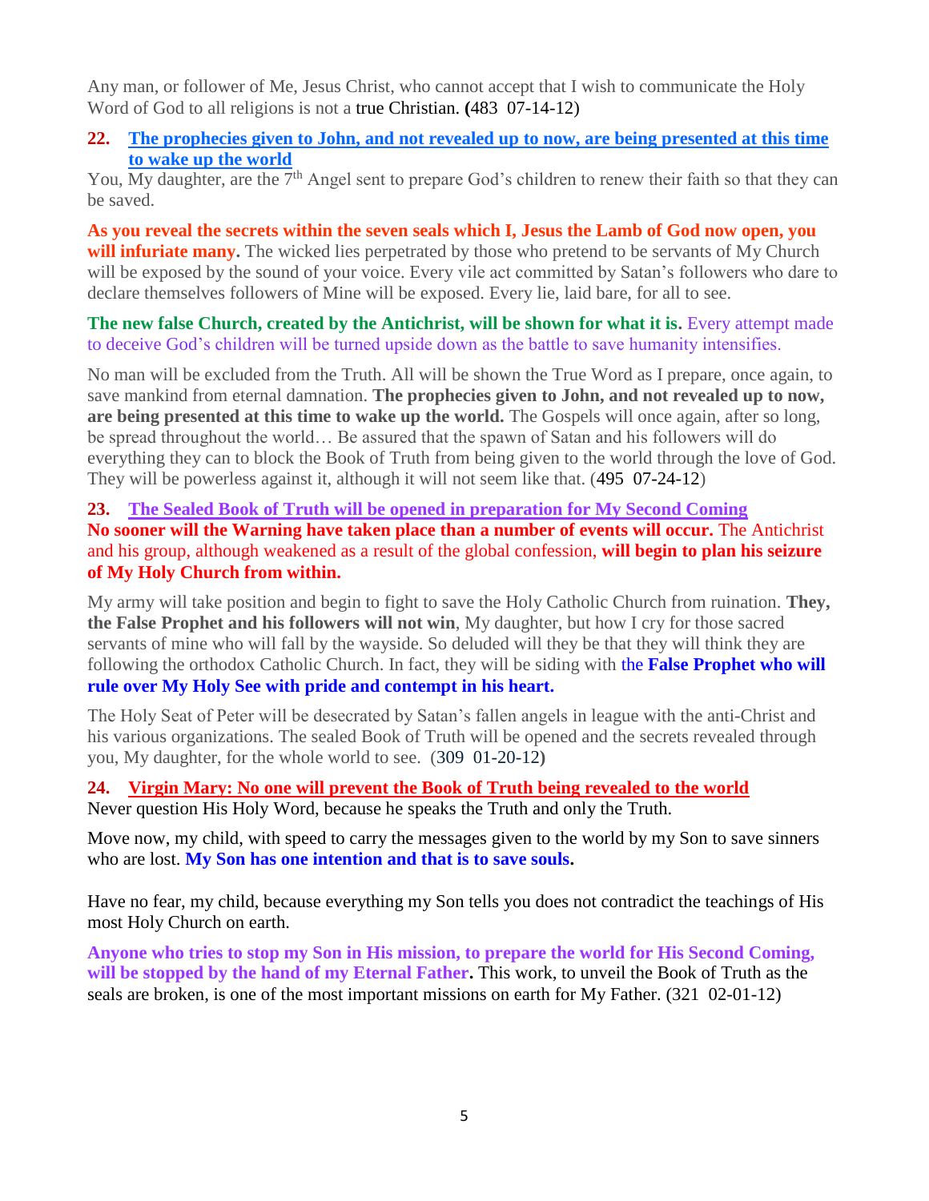Any man, or follower of Me, Jesus Christ, who cannot accept that I wish to communicate the Holy Word of God to all religions is not a true Christian. **(**483 07-14-12)

**22. The prophecies given to John, and not revealed up to now, are being presented at this time to wake up the world**

You, My daughter, are the 7th Angel sent to prepare God's children to renew their faith so that they can be saved.

**As you reveal the secrets within the seven seals which I, Jesus the Lamb of God now open, you will infuriate many.** The wicked lies perpetrated by those who pretend to be servants of My Church will be exposed by the sound of your voice. Every vile act committed by Satan's followers who dare to declare themselves followers of Mine will be exposed. Every lie, laid bare, for all to see.

**The new false Church, created by the Antichrist, will be shown for what it is.** Every attempt made to deceive God's children will be turned upside down as the battle to save humanity intensifies.

No man will be excluded from the Truth. All will be shown the True Word as I prepare, once again, to save mankind from eternal damnation. **The prophecies given to John, and not revealed up to now, are being presented at this time to wake up the world.** The Gospels will once again, after so long, be spread throughout the world… Be assured that the spawn of Satan and his followers will do everything they can to block the Book of Truth from being given to the world through the love of God. They will be powerless against it, although it will not seem like that. (495 07-24-12)

**23. The Sealed Book of Truth will be opened in preparation for My Second Coming**

**No sooner will the Warning have taken place than a number of events will occur.** The Antichrist and his group, although weakened as a result of the global confession, **will begin to plan his seizure of My Holy Church from within.**

My army will take position and begin to fight to save the Holy Catholic Church from ruination. **They, the False Prophet and his followers will not win**, My daughter, but how I cry for those sacred servants of mine who will fall by the wayside. So deluded will they be that they will think they are following the orthodox Catholic Church. In fact, they will be siding with the **False Prophet who will rule over My Holy See with pride and contempt in his heart.**

The Holy Seat of Peter will be desecrated by Satan's fallen angels in league with the anti-Christ and his various organizations. The sealed Book of Truth will be opened and the secrets revealed through you, My daughter, for the whole world to see. (309 01-20-12**)**

**24. Virgin Mary: No one will prevent the Book of Truth being revealed to the world**

Never question His Holy Word, because he speaks the Truth and only the Truth.

Move now, my child, with speed to carry the messages given to the world by my Son to save sinners who are lost. **My Son has one intention and that is to save souls.**

Have no fear, my child, because everything my Son tells you does not contradict the teachings of His most Holy Church on earth.

**Anyone who tries to stop my Son in His mission, to prepare the world for His Second Coming, will be stopped by the hand of my Eternal Father.** This work, to unveil the Book of Truth as the seals are broken, is one of the most important missions on earth for My Father. (321 02-01-12)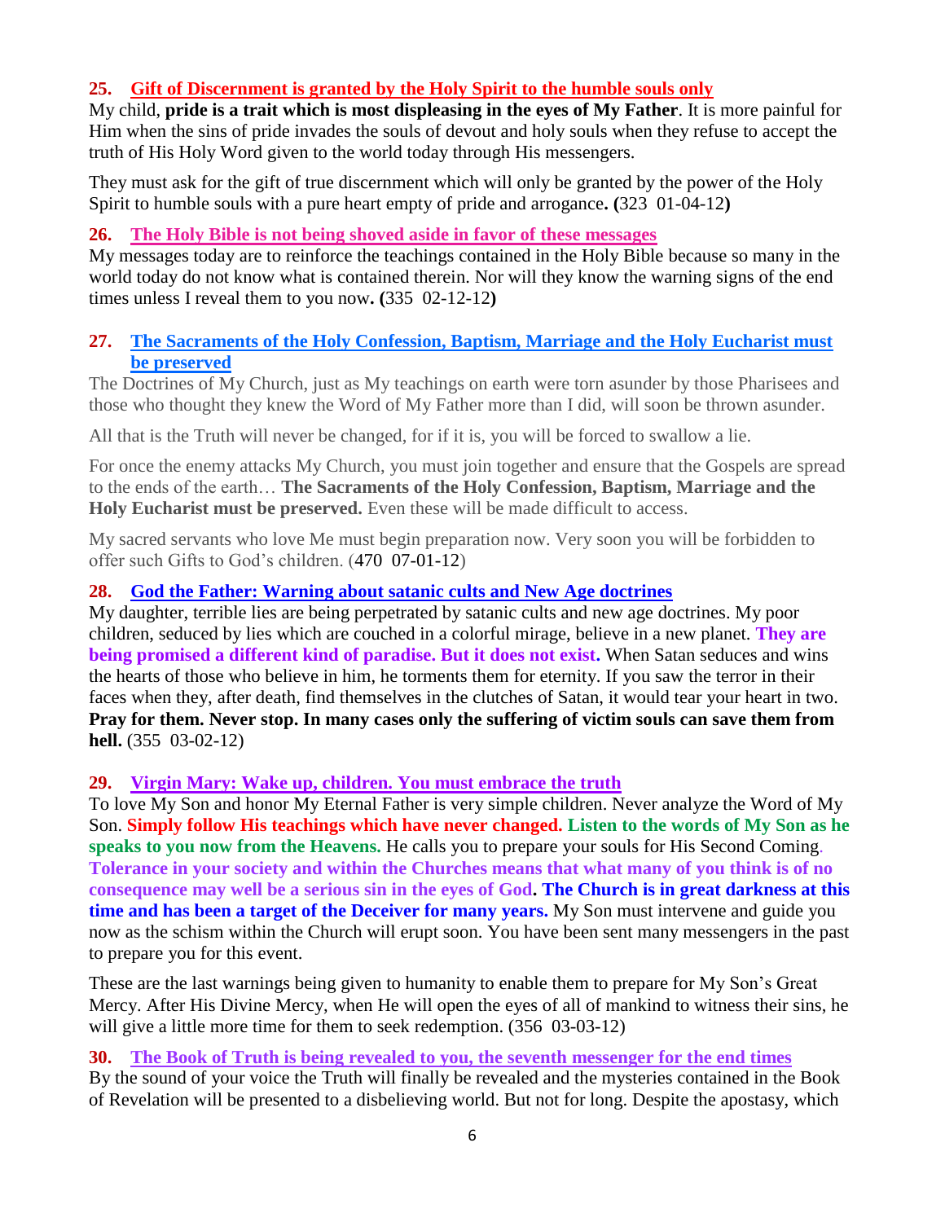**25. Gift of Discernment is granted by the Holy Spirit to the humble souls only**

My child, **pride is a trait which is most displeasing in the eyes of My Father**. It is more painful for Him when the sins of pride invades the souls of devout and holy souls when they refuse to accept the truth of His Holy Word given to the world today through His messengers.

They must ask for the gift of true discernment which will only be granted by the power of the Holy Spirit to humble souls with a pure heart empty of pride and arrogance**. (**323 01-04-12**)**

**26. The Holy Bible is not being shoved aside in favor of these messages**

My messages today are to reinforce the teachings contained in the Holy Bible because so many in the world today do not know what is contained therein. Nor will they know the warning signs of the end times unless I reveal them to you now**. (**335 02-12-12**)**

**27. The Sacraments of the Holy Confession, Baptism, Marriage and the Holy Eucharist must be preserved**

The Doctrines of My Church, just as My teachings on earth were torn asunder by those Pharisees and those who thought they knew the Word of My Father more than I did, will soon be thrown asunder.

All that is the Truth will never be changed, for if it is, you will be forced to swallow a lie.

For once the enemy attacks My Church, you must join together and ensure that the Gospels are spread to the ends of the earth… **The Sacraments of the Holy Confession, Baptism, Marriage and the Holy Eucharist must be preserved.** Even these will be made difficult to access.

My sacred servants who love Me must begin preparation now. Very soon you will be forbidden to offer such Gifts to God's children. (470 07-01-12)

**28. God the Father: Warning about satanic cults and New Age doctrines**

My daughter, terrible lies are being perpetrated by satanic cults and new age doctrines. My poor children, seduced by lies which are couched in a colorful mirage, believe in a new planet. **They are being promised a different kind of paradise. But it does not exist.** When Satan seduces and wins the hearts of those who believe in him, he torments them for eternity. If you saw the terror in their faces when they, after death, find themselves in the clutches of Satan, it would tear your heart in two. **Pray for them. Never stop. In many cases only the suffering of victim souls can save them from hell.** (355 03-02-12)

**29. Virgin Mary: Wake up, children. You must embrace the truth**

To love My Son and honor My Eternal Father is very simple children. Never analyze the Word of My Son. **Simply follow His teachings which have never changed. Listen to the words of My Son as he speaks to you now from the Heavens.** He calls you to prepare your souls for His Second Coming. **Tolerance in your society and within the Churches means that what many of you think is of no consequence may well be a serious sin in the eyes of God. The Church is in great darkness at this time and has been a target of the Deceiver for many years.** My Son must intervene and guide you now as the schism within the Church will erupt soon. You have been sent many messengers in the past to prepare you for this event.

These are the last warnings being given to humanity to enable them to prepare for My Son's Great Mercy. After His Divine Mercy, when He will open the eyes of all of mankind to witness their sins, he will give a little more time for them to seek redemption. (356 03-03-12)

**30. The Book of Truth is being revealed to you, the seventh messenger for the end times**

By the sound of your voice the Truth will finally be revealed and the mysteries contained in the Book of Revelation will be presented to a disbelieving world. But not for long. Despite the apostasy, which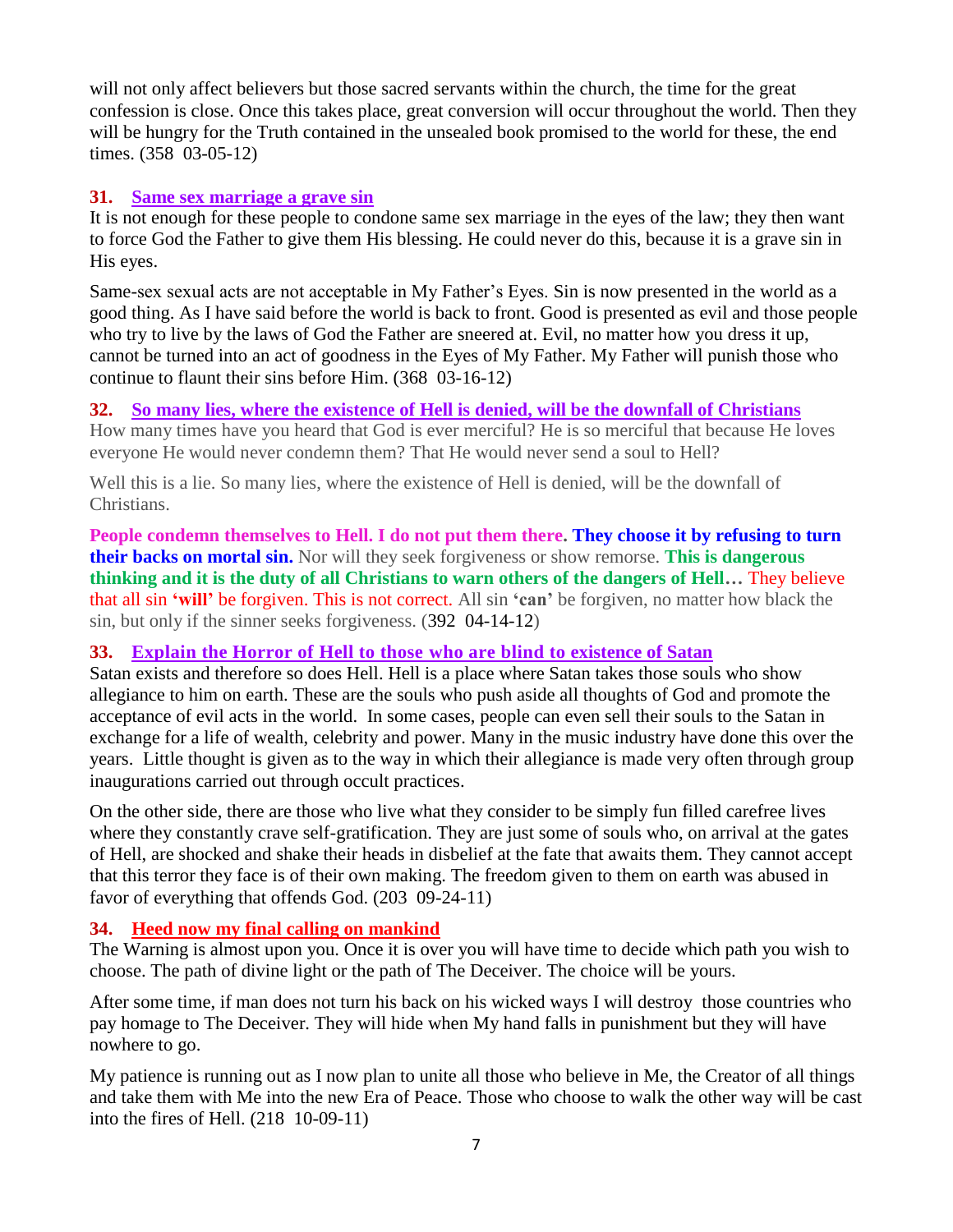will not only affect believers but those sacred servants within the church, the time for the great confession is close. Once this takes place, great conversion will occur throughout the world. Then they will be hungry for the Truth contained in the unsealed book promised to the world for these, the end times. (358 03-05-12)

### 31. Same sex marriage a grave sin

It is not enough for these people to condone same sex marriage in the eyes of the law; they then want to force God the Father to give them His blessing. He could never do this, because it is a grave sin in His eyes.

Same-sex sexual acts are not acceptable in My Father's Eyes. Sin is now presented in the world as a good thing. As I have said before the world is back to front. Good is presented as evil and those people who try to live by the laws of God the Father are sneered at. Evil, no matter how you dress it up, cannot be turned into an act of goodness in the Eyes of My Father. My Father will punish those who continue to flaunt their sins before Him. (368 03-16-12)

### 32. So many lies, where the existence of Hell is denied, will be the downfall of Christians

How many times have you heard that God is ever merciful? He is so merciful that because He loves everyone He would never condemn them? That He would never send a soul to Hell?

Well this is a lie. So many lies, where the existence of Hell is denied, will be the downfall of Christians.

**People condemn themselves to Hell. I do not put them there. They choose it by refusing to turn their backs on mortal sin.** Nor will they seek forgiveness or show remorse. **This is dangerous thinking and it is the duty of all Christians to warn others of the dangers of Hell…** They believe that all sin **'will'** be forgiven. This is not correct. All sin **'can'** be forgiven, no matter how black the sin, but only if the sinner seeks forgiveness. (392 04-14-12)

### 33. Explain the Horror of Hell to those who are blind to existence of Satan

Satan exists and therefore so does Hell. Hell is a place where Satan takes those souls who show allegiance to him on earth. These are the souls who push aside all thoughts of God and promote the acceptance of evil acts in the world. In some cases, people can even sell their souls to the Satan in exchange for a life of wealth, celebrity and power. Many in the music industry have done this over the years. Little thought is given as to the way in which their allegiance is made very often through group inaugurations carried out through occult practices.

On the other side, there are those who live what they consider to be simply fun filled carefree lives where they constantly crave self-gratification. They are just some of souls who, on arrival at the gates of Hell, are shocked and shake their heads in disbelief at the fate that awaits them. They cannot accept that this terror they face is of their own making. The freedom given to them on earth was abused in favor of everything that offends God. (203 09-24-11)

### 34. Heed now my final calling on mankind

The Warning is almost upon you. Once it is over you will have time to decide which path you wish to choose. The path of divine light or the path of The Deceiver. The choice will be yours.

After some time, if man does not turn his back on his wicked ways I will destroy those countries who pay homage to The Deceiver. They will hide when My hand falls in punishment but they will have nowhere to go.

My patience is running out as I now plan to unite all those who believe in Me, the Creator of all things and take them with Me into the new Era of Peace. Those who choose to walk the other way will be cast into the fires of Hell. (218 10-09-11)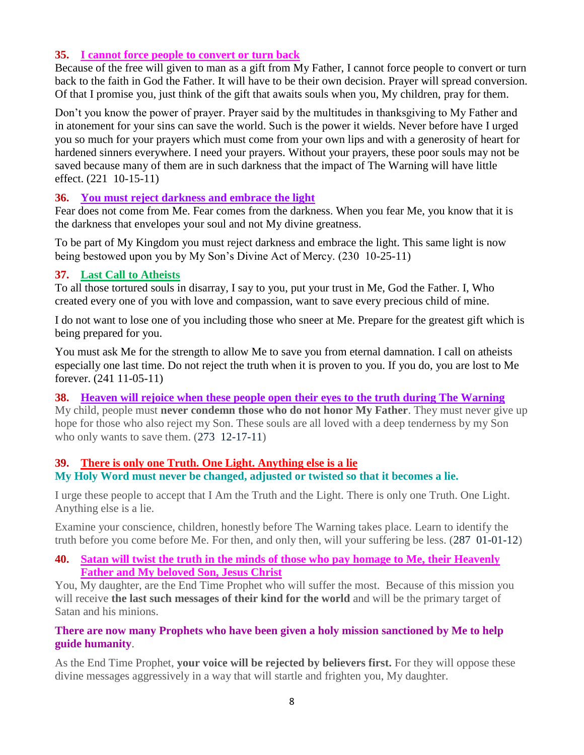### 35. I cannot force people to convert or turn back

Because of the free will given to man as a gift from My Father, I cannot force people to convert or turn back to the faith in God the Father. It will have to be their own decision. Prayer will spread conversion. Of that I promise you, just think of the gift that awaits souls when you, My children, pray for them.

Don't you know the power of prayer. Prayer said by the multitudes in thanksgiving to My Father and in atonement for your sins can save the world. Such is the power it wields. Never before have I urged you so much for your prayers which must come from your own lips and with a generosity of heart for hardened sinners everywhere. I need your prayers. Without your prayers, these poor souls may not be saved because many of them are in such darkness that the impact of The Warning will have little effect. (221 10-15-11)

### 36. You must reject darkness and embrace the light

Fear does not come from Me. Fear comes from the darkness. When you fear Me, you know that it is the darkness that envelopes your soul and not My divine greatness.

To be part of My Kingdom you must reject darkness and embrace the light. This same light is now being bestowed upon you by My Son's Divine Act of Mercy. (230 10-25-11)

### 37. Last Call to Atheists

To all those tortured souls in disarray, I say to you, put your trust in Me, God the Father. I, Who created every one of you with love and compassion, want to save every precious child of mine.

I do not want to lose one of you including those who sneer at Me. Prepare for the greatest gift which is being prepared for you.

You must ask Me for the strength to allow Me to save you from eternal damnation. I call on atheists especially one last time. Do not reject the truth when it is proven to you. If you do, you are lost to Me forever. (241 11-05-11)

### 38. Heaven will rejoice when these people open their eyes to the truth during The Warning

My child, people must **never condemn those who do not honor My Father**. They must never give up hope for those who also reject my Son. These souls are all loved with a deep tenderness by my Son who only wants to save them. (273 12-17-11)

### 39. There is only one Truth. One Light. Anything else is a lie

**My Holy Word must never be changed, adjusted or twisted so that it becomes a lie.**

I urge these people to accept that I Am the Truth and the Light. There is only one Truth. One Light. Anything else is a lie.

Examine your conscience, children, honestly before The Warning takes place. Learn to identify the truth before you come before Me. For then, and only then, will your suffering be less. (287 01-01-12)

### 40. Satan will twist the truth in the minds of those who pay homage to Me, their Heavenly Father and My beloved Son, Jesus Christ

You, My daughter, are the End Time Prophet who will suffer the most. Because of this mission you will receive **the last such messages of their kind for the world** and will be the primary target of Satan and his minions.

**There are now many Prophets who have been given a holy mission sanctioned by Me to help guide humanity**.

As the End Time Prophet, **your voice will be rejected by believers first.** For they will oppose these divine messages aggressively in a way that will startle and frighten you, My daughter.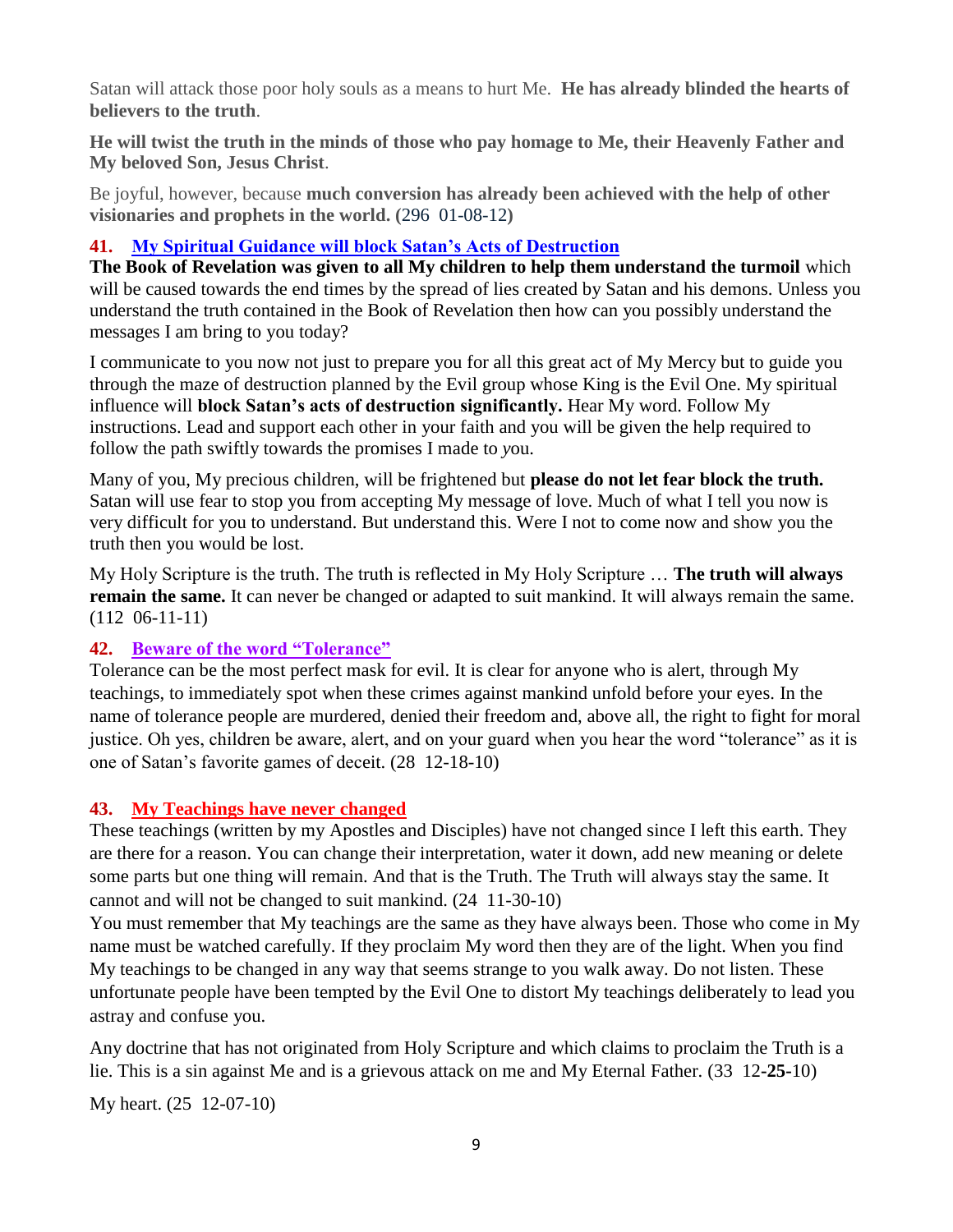Satan will attack those poor holy souls as a means to hurt Me. **He has already blinded the hearts of believers to the truth**.

**He will twist the truth in the minds of those who pay homage to Me, their Heavenly Father and My beloved Son, Jesus Christ**.

Be joyful, however, because **much conversion has already been achieved with the help of other visionaries and prophets in the world. (**296 01-08-12**)**

### 41. My Spiritual Guidance will block Satan's Acts of Destruction

**The Book of Revelation was given to all My children to help them understand the turmoil** which will be caused towards the end times by the spread of lies created by Satan and his demons. Unless you understand the truth contained in the Book of Revelation then how can you possibly understand the messages I am bring to you today?

I communicate to you now not just to prepare you for all this great act of My Mercy but to guide you through the maze of destruction planned by the Evil group whose King is the Evil One. My spiritual influence will **block Satan's acts of destruction significantly.** Hear My word. Follow My instructions. Lead and support each other in your faith and you will be given the help required to follow the path swiftly towards the promises I made to *y*ou.

Many of you, My precious children, will be frightened but **please do not let fear block the truth.** Satan will use fear to stop you from accepting My message of love. Much of what I tell you now is very difficult for you to understand. But understand this. Were I not to come now and show you the truth then you would be lost.

My Holy Scripture is the truth. The truth is reflected in My Holy Scripture … **The truth will always remain the same.** It can never be changed or adapted to suit mankind. It will always remain the same. (112 06-11-11)

### 42. Beware of the word "Tolerance"

Tolerance can be the most perfect mask for evil. It is clear for anyone who is alert, through My teachings, to immediately spot when these crimes against mankind unfold before your eyes. In the name of tolerance people are murdered, denied their freedom and, above all, the right to fight for moral justice. Oh yes, children be aware, alert, and on your guard when you hear the word "tolerance" as it is one of Satan's favorite games of deceit. (28 12-18-10)

### 43. My Teachings have never changed

These teachings (written by my Apostles and Disciples) have not changed since I left this earth. They are there for a reason. You can change their interpretation, water it down, add new meaning or delete some parts but one thing will remain. And that is the Truth. The Truth will always stay the same. It cannot and will not be changed to suit mankind. (24 11-30-10)

You must remember that My teachings are the same as they have always been. Those who come in My name must be watched carefully. If they proclaim My word then they are of the light. When you find My teachings to be changed in any way that seems strange to you walk away. Do not listen. These unfortunate people have been tempted by the Evil One to distort My teachings deliberately to lead you astray and confuse you.

Any doctrine that has not originated from Holy Scripture and which claims to proclaim the Truth is a lie. This is a sin against Me and is a grievous attack on me and My Eternal Father. (33 12-**25**-10)

My heart. (25 12-07-10)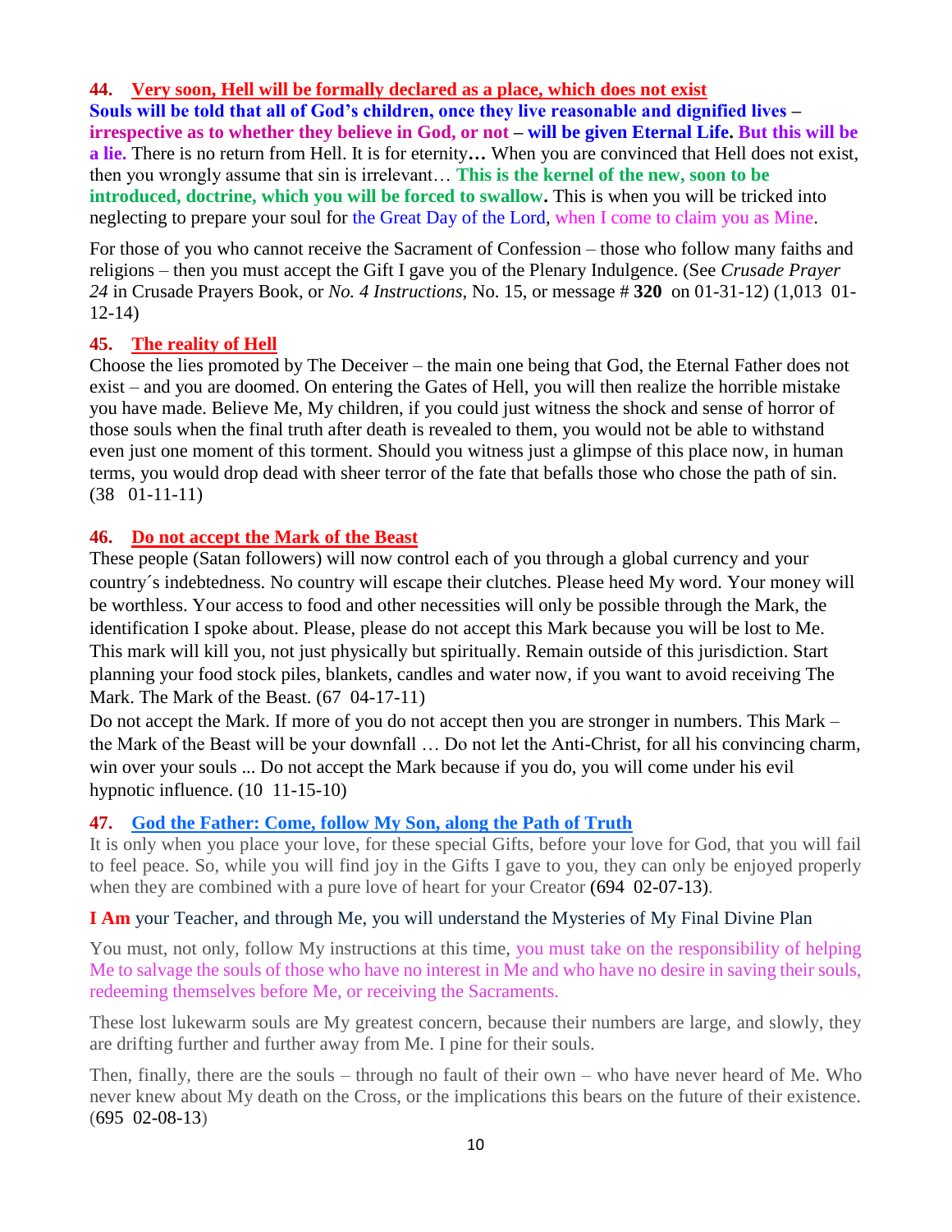### 44. Very soon, Hell will be formally declared as a place, which does not exist

**Souls will be told that all of God's children, once they live reasonable and dignified lives – irrespective as to whether they believe in God, or not – will be given Eternal Life. But this will be a lie.** There is no return from Hell. It is for eternity**…** When you are convinced that Hell does not exist, then you wrongly assume that sin is irrelevant… **This is the kernel of the new, soon to be introduced, doctrine, which you will be forced to swallow.** This is when you will be tricked into neglecting to prepare your soul for the Great Day of the Lord, when I come to claim you as Mine.

For those of you who cannot receive the Sacrament of Confession – those who follow many faiths and religions – then you must accept the Gift I gave you of the Plenary Indulgence. (See *Crusade Prayer 24* in Crusade Prayers Book, or *No. 4 Instructions*, No. 15, or message # **320** on 01-31-12) (1,013 01-12-14)

### 45. The reality of Hell

Choose the lies promoted by The Deceiver – the main one being that God, the Eternal Father does not exist – and you are doomed. On entering the Gates of Hell, you will then realize the horrible mistake you have made. Believe Me, My children, if you could just witness the shock and sense of horror of those souls when the final truth after death is revealed to them, you would not be able to withstand even just one moment of this torment. Should you witness just a glimpse of this place now, in human terms, you would drop dead with sheer terror of the fate that befalls those who chose the path of sin. (38 01-11-11)

### 46. Do not accept the Mark of the Beast

These people (Satan followers) will now control each of you through a global currency and your country´s indebtedness. No country will escape their clutches. Please heed My word. Your money will be worthless. Your access to food and other necessities will only be possible through the Mark, the identification I spoke about. Please, please do not accept this Mark because you will be lost to Me. This mark will kill you, not just physically but spiritually. Remain outside of this jurisdiction. Start planning your food stock piles, blankets, candles and water now, if you want to avoid receiving The Mark. The Mark of the Beast. (67 04-17-11)

Do not accept the Mark. If more of you do not accept then you are stronger in numbers. This Mark – the Mark of the Beast will be your downfall … Do not let the Anti-Christ, for all his convincing charm, win over your souls ... Do not accept the Mark because if you do, you will come under his evil hypnotic influence. (10 11-15-10)

### 47. God the Father: Come, follow My Son, along the Path of Truth

It is only when you place your love, for these special Gifts, before your love for God, that you will fail to feel peace. So, while you will find joy in the Gifts I gave to you, they can only be enjoyed properly when they are combined with a pure love of heart for your Creator (694 02-07-13).

**I Am** your Teacher, and through Me, you will understand the Mysteries of My Final Divine Plan

You must, not only, follow My instructions at this time, you must take on the responsibility of helping Me to salvage the souls of those who have no interest in Me and who have no desire in saving their souls, redeeming themselves before Me, or receiving the Sacraments.

These lost lukewarm souls are My greatest concern, because their numbers are large, and slowly, they are drifting further and further away from Me. I pine for their souls.

Then, finally, there are the souls – through no fault of their own – who have never heard of Me. Who never knew about My death on the Cross, or the implications this bears on the future of their existence. (695 02-08-13)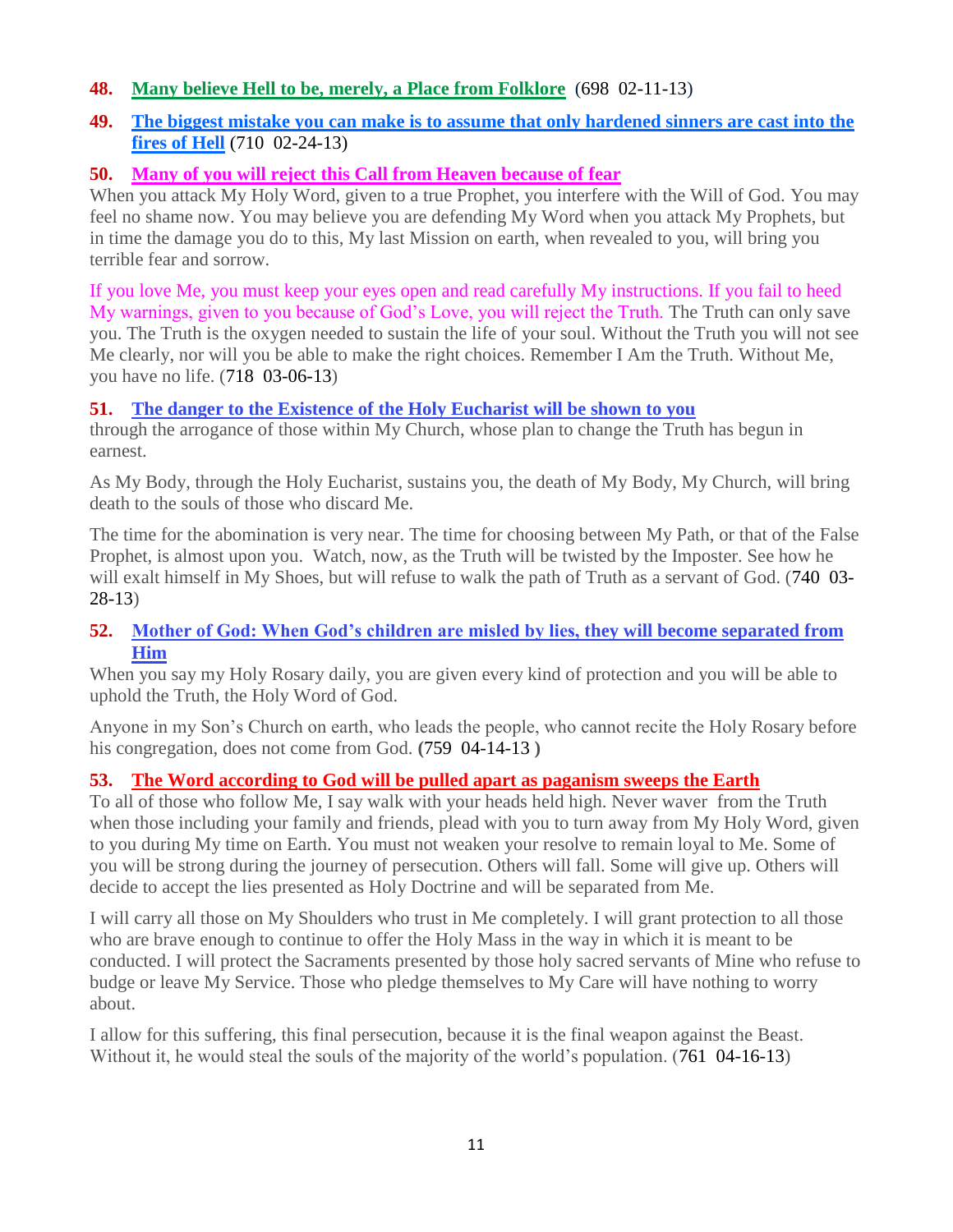**48. Many believe Hell to be, merely, a Place from Folklore** (698 02-11-13)

**49. The biggest mistake you can make is to assume that only hardened sinners are cast into the fires of Hell** (710 02-24-13)

**50. Many of you will reject this Call from Heaven because of fear**

When you attack My Holy Word, given to a true Prophet, you interfere with the Will of God. You may feel no shame now. You may believe you are defending My Word when you attack My Prophets, but in time the damage you do to this, My last Mission on earth, when revealed to you, will bring you terrible fear and sorrow.

If you love Me, you must keep your eyes open and read carefully My instructions. If you fail to heed My warnings, given to you because of God's Love, you will reject the Truth. The Truth can only save you. The Truth is the oxygen needed to sustain the life of your soul. Without the Truth you will not see Me clearly, nor will you be able to make the right choices. Remember I Am the Truth. Without Me, you have no life. (718 03-06-13)

**51. The danger to the Existence of the Holy Eucharist will be shown to you**

through the arrogance of those within My Church, whose plan to change the Truth has begun in earnest.

As My Body, through the Holy Eucharist, sustains you, the death of My Body, My Church, will bring death to the souls of those who discard Me.

The time for the abomination is very near. The time for choosing between My Path, or that of the False Prophet, is almost upon you. Watch, now, as the Truth will be twisted by the Imposter. See how he will exalt himself in My Shoes, but will refuse to walk the path of Truth as a servant of God. (740 03-28-13)

**52. Mother of God: When God's children are misled by lies, they will become separated from Him**

When you say my Holy Rosary daily, you are given every kind of protection and you will be able to uphold the Truth, the Holy Word of God.

Anyone in my Son's Church on earth, who leads the people, who cannot recite the Holy Rosary before his congregation, does not come from God. (759 04-14-13)

**53. The Word according to God will be pulled apart as paganism sweeps the Earth**

To all of those who follow Me, I say walk with your heads held high. Never waver from the Truth when those including your family and friends, plead with you to turn away from My Holy Word, given to you during My time on Earth. You must not weaken your resolve to remain loyal to Me. Some of you will be strong during the journey of persecution. Others will fall. Some will give up. Others will decide to accept the lies presented as Holy Doctrine and will be separated from Me.

I will carry all those on My Shoulders who trust in Me completely. I will grant protection to all those who are brave enough to continue to offer the Holy Mass in the way in which it is meant to be conducted. I will protect the Sacraments presented by those holy sacred servants of Mine who refuse to budge or leave My Service. Those who pledge themselves to My Care will have nothing to worry about.

I allow for this suffering, this final persecution, because it is the final weapon against the Beast. Without it, he would steal the souls of the majority of the world's population. (761 04-16-13)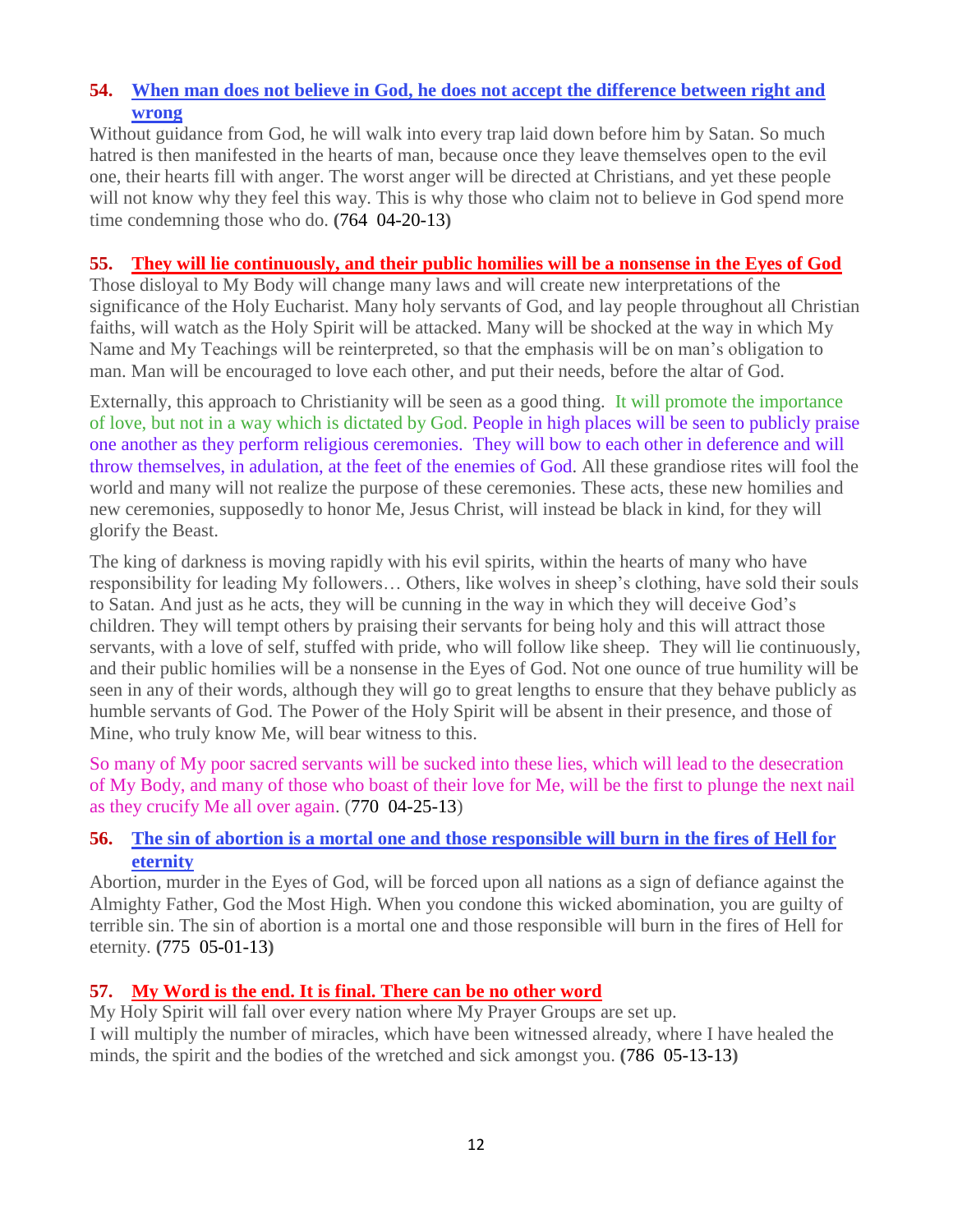### 54. When man does not believe in God, he does not accept the difference between right and wrong

Without guidance from God, he will walk into every trap laid down before him by Satan. So much hatred is then manifested in the hearts of man, because once they leave themselves open to the evil one, their hearts fill with anger. The worst anger will be directed at Christians, and yet these people will not know why they feel this way. This is why those who claim not to believe in God spend more time condemning those who do. **(**764 04-20-13**)**

### 55. They will lie continuously, and their public homilies will be a nonsense in the Eyes of God

Those disloyal to My Body will change many laws and will create new interpretations of the significance of the Holy Eucharist. Many holy servants of God, and lay people throughout all Christian faiths, will watch as the Holy Spirit will be attacked. Many will be shocked at the way in which My Name and My Teachings will be reinterpreted, so that the emphasis will be on man's obligation to man. Man will be encouraged to love each other, and put their needs, before the altar of God.

Externally, this approach to Christianity will be seen as a good thing. It will promote the importance of love, but not in a way which is dictated by God. People in high places will be seen to publicly praise one another as they perform religious ceremonies. They will bow to each other in deference and will throw themselves, in adulation, at the feet of the enemies of God. All these grandiose rites will fool the world and many will not realize the purpose of these ceremonies. These acts, these new homilies and new ceremonies, supposedly to honor Me, Jesus Christ, will instead be black in kind, for they will glorify the Beast.

The king of darkness is moving rapidly with his evil spirits, within the hearts of many who have responsibility for leading My followers… Others, like wolves in sheep's clothing, have sold their souls to Satan. And just as he acts, they will be cunning in the way in which they will deceive God's children. They will tempt others by praising their servants for being holy and this will attract those servants, with a love of self, stuffed with pride, who will follow like sheep. They will lie continuously, and their public homilies will be a nonsense in the Eyes of God. Not one ounce of true humility will be seen in any of their words, although they will go to great lengths to ensure that they behave publicly as humble servants of God. The Power of the Holy Spirit will be absent in their presence, and those of Mine, who truly know Me, will bear witness to this.

So many of My poor sacred servants will be sucked into these lies, which will lead to the desecration of My Body, and many of those who boast of their love for Me, will be the first to plunge the next nail as they crucify Me all over again. (770 04-25-13)

### 56. The sin of abortion is a mortal one and those responsible will burn in the fires of Hell for eternity

Abortion, murder in the Eyes of God, will be forced upon all nations as a sign of defiance against the Almighty Father, God the Most High. When you condone this wicked abomination, you are guilty of terrible sin. The sin of abortion is a mortal one and those responsible will burn in the fires of Hell for eternity. **(**775 05-01-13**)**

### 57. My Word is the end. It is final. There can be no other word

My Holy Spirit will fall over every nation where My Prayer Groups are set up.
I will multiply the number of miracles, which have been witnessed already, where I have healed the minds, the spirit and the bodies of the wretched and sick amongst you. **(**786 05-13-13**)**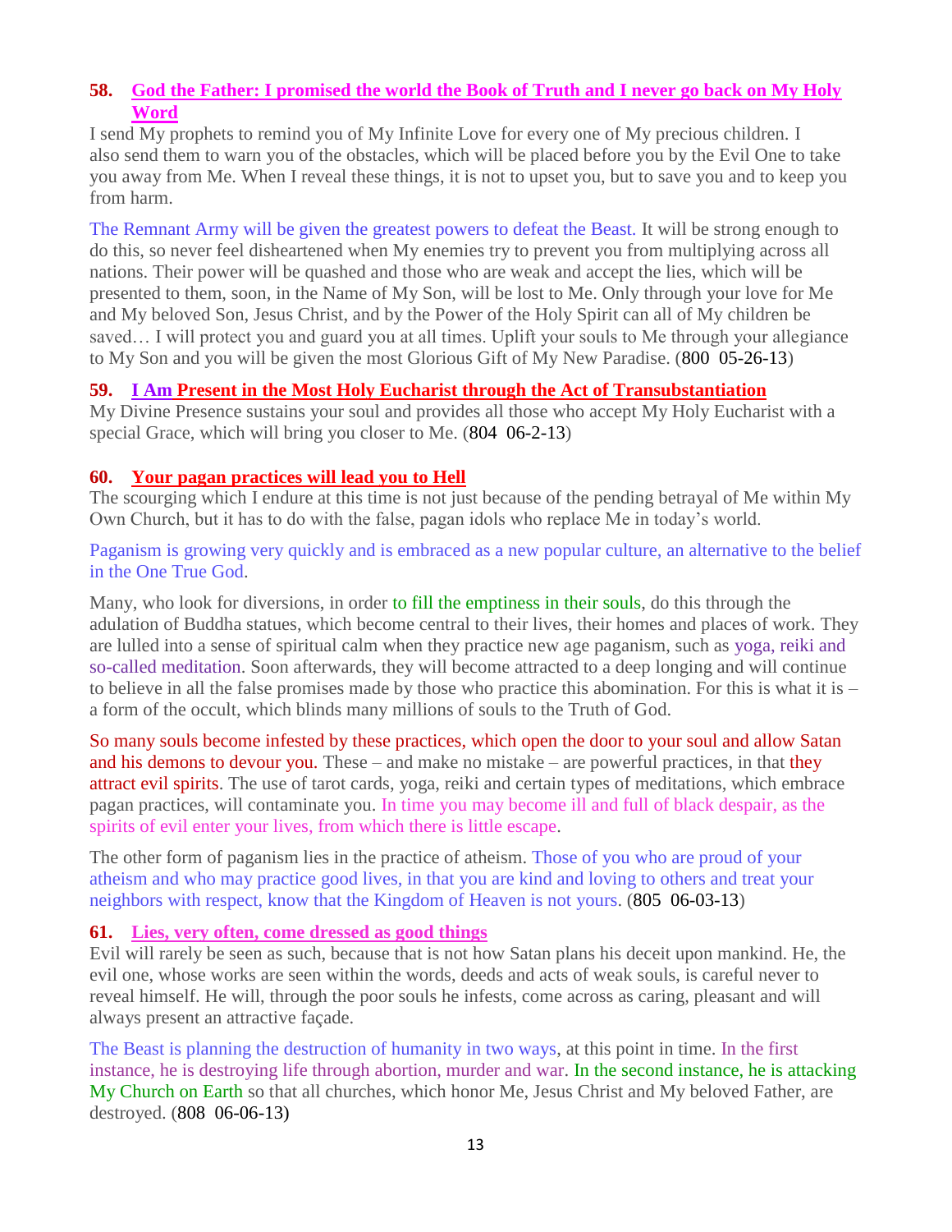### 58. God the Father: I promised the world the Book of Truth and I never go back on My Holy Word

I send My prophets to remind you of My Infinite Love for every one of My precious children. I also send them to warn you of the obstacles, which will be placed before you by the Evil One to take you away from Me. When I reveal these things, it is not to upset you, but to save you and to keep you from harm.

The Remnant Army will be given the greatest powers to defeat the Beast. It will be strong enough to do this, so never feel disheartened when My enemies try to prevent you from multiplying across all nations. Their power will be quashed and those who are weak and accept the lies, which will be presented to them, soon, in the Name of My Son, will be lost to Me. Only through your love for Me and My beloved Son, Jesus Christ, and by the Power of the Holy Spirit can all of My children be saved… I will protect you and guard you at all times. Uplift your souls to Me through your allegiance to My Son and you will be given the most Glorious Gift of My New Paradise. (800 05-26-13)

### 59. I Am Present in the Most Holy Eucharist through the Act of Transubstantiation

My Divine Presence sustains your soul and provides all those who accept My Holy Eucharist with a special Grace, which will bring you closer to Me. (804 06-2-13)

### 60. Your pagan practices will lead you to Hell

The scourging which I endure at this time is not just because of the pending betrayal of Me within My Own Church, but it has to do with the false, pagan idols who replace Me in today's world.

Paganism is growing very quickly and is embraced as a new popular culture, an alternative to the belief in the One True God.

Many, who look for diversions, in order to fill the emptiness in their souls, do this through the adulation of Buddha statues, which become central to their lives, their homes and places of work. They are lulled into a sense of spiritual calm when they practice new age paganism, such as yoga, reiki and so-called meditation. Soon afterwards, they will become attracted to a deep longing and will continue to believe in all the false promises made by those who practice this abomination. For this is what it is – a form of the occult, which blinds many millions of souls to the Truth of God.

So many souls become infested by these practices, which open the door to your soul and allow Satan and his demons to devour you. These – and make no mistake – are powerful practices, in that they attract evil spirits. The use of tarot cards, yoga, reiki and certain types of meditations, which embrace pagan practices, will contaminate you. In time you may become ill and full of black despair, as the spirits of evil enter your lives, from which there is little escape.

The other form of paganism lies in the practice of atheism. Those of you who are proud of your atheism and who may practice good lives, in that you are kind and loving to others and treat your neighbors with respect, know that the Kingdom of Heaven is not yours. (805 06-03-13)

### 61. Lies, very often, come dressed as good things

Evil will rarely be seen as such, because that is not how Satan plans his deceit upon mankind. He, the evil one, whose works are seen within the words, deeds and acts of weak souls, is careful never to reveal himself. He will, through the poor souls he infests, come across as caring, pleasant and will always present an attractive façade.

The Beast is planning the destruction of humanity in two ways, at this point in time. In the first instance, he is destroying life through abortion, murder and war. In the second instance, he is attacking My Church on Earth so that all churches, which honor Me, Jesus Christ and My beloved Father, are destroyed. (808 06-06-13)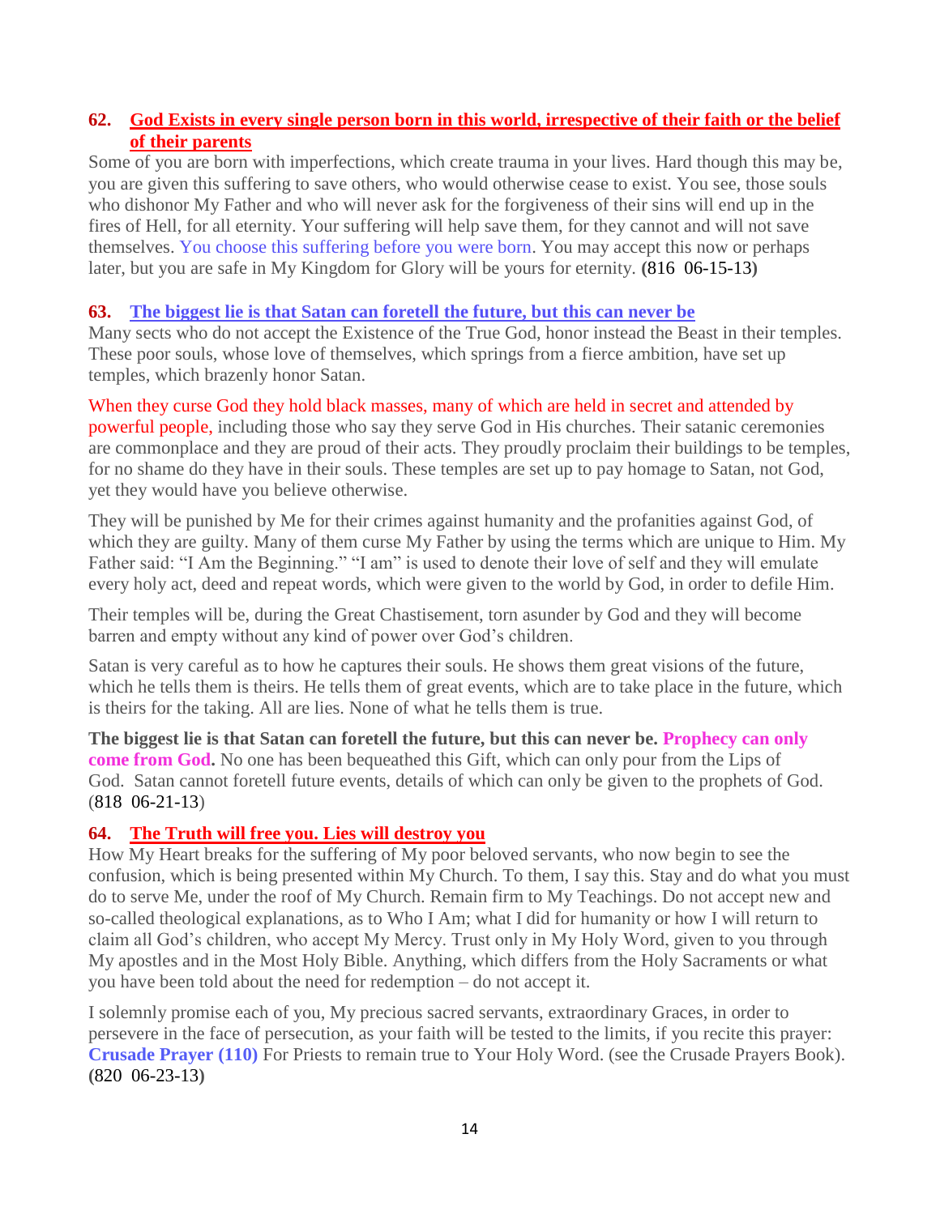### 62. God Exists in every single person born in this world, irrespective of their faith or the belief of their parents

Some of you are born with imperfections, which create trauma in your lives. Hard though this may be, you are given this suffering to save others, who would otherwise cease to exist. You see, those souls who dishonor My Father and who will never ask for the forgiveness of their sins will end up in the fires of Hell, for all eternity. Your suffering will help save them, for they cannot and will not save themselves. You choose this suffering before you were born. You may accept this now or perhaps later, but you are safe in My Kingdom for Glory will be yours for eternity. **(**816 06-15-13**)**

### 63. The biggest lie is that Satan can foretell the future, but this can never be

Many sects who do not accept the Existence of the True God, honor instead the Beast in their temples. These poor souls, whose love of themselves, which springs from a fierce ambition, have set up temples, which brazenly honor Satan.

When they curse God they hold black masses, many of which are held in secret and attended by powerful people, including those who say they serve God in His churches. Their satanic ceremonies are commonplace and they are proud of their acts. They proudly proclaim their buildings to be temples, for no shame do they have in their souls. These temples are set up to pay homage to Satan, not God, yet they would have you believe otherwise.

They will be punished by Me for their crimes against humanity and the profanities against God, of which they are guilty. Many of them curse My Father by using the terms which are unique to Him. My Father said: "I Am the Beginning." "I am" is used to denote their love of self and they will emulate every holy act, deed and repeat words, which were given to the world by God, in order to defile Him.

Their temples will be, during the Great Chastisement, torn asunder by God and they will become barren and empty without any kind of power over God's children.

Satan is very careful as to how he captures their souls. He shows them great visions of the future, which he tells them is theirs. He tells them of great events, which are to take place in the future, which is theirs for the taking. All are lies. None of what he tells them is true.

**The biggest lie is that Satan can foretell the future, but this can never be. Prophecy can only come from God.** No one has been bequeathed this Gift, which can only pour from the Lips of God. Satan cannot foretell future events, details of which can only be given to the prophets of God. (818 06-21-13)

### 64. The Truth will free you. Lies will destroy you

How My Heart breaks for the suffering of My poor beloved servants, who now begin to see the confusion, which is being presented within My Church. To them, I say this. Stay and do what you must do to serve Me, under the roof of My Church. Remain firm to My Teachings. Do not accept new and so-called theological explanations, as to Who I Am; what I did for humanity or how I will return to claim all God's children, who accept My Mercy. Trust only in My Holy Word, given to you through My apostles and in the Most Holy Bible. Anything, which differs from the Holy Sacraments or what you have been told about the need for redemption – do not accept it.

I solemnly promise each of you, My precious sacred servants, extraordinary Graces, in order to persevere in the face of persecution, as your faith will be tested to the limits, if you recite this prayer: **Crusade Prayer (110)** For Priests to remain true to Your Holy Word. (see the Crusade Prayers Book). **(**820 06-23-13**)**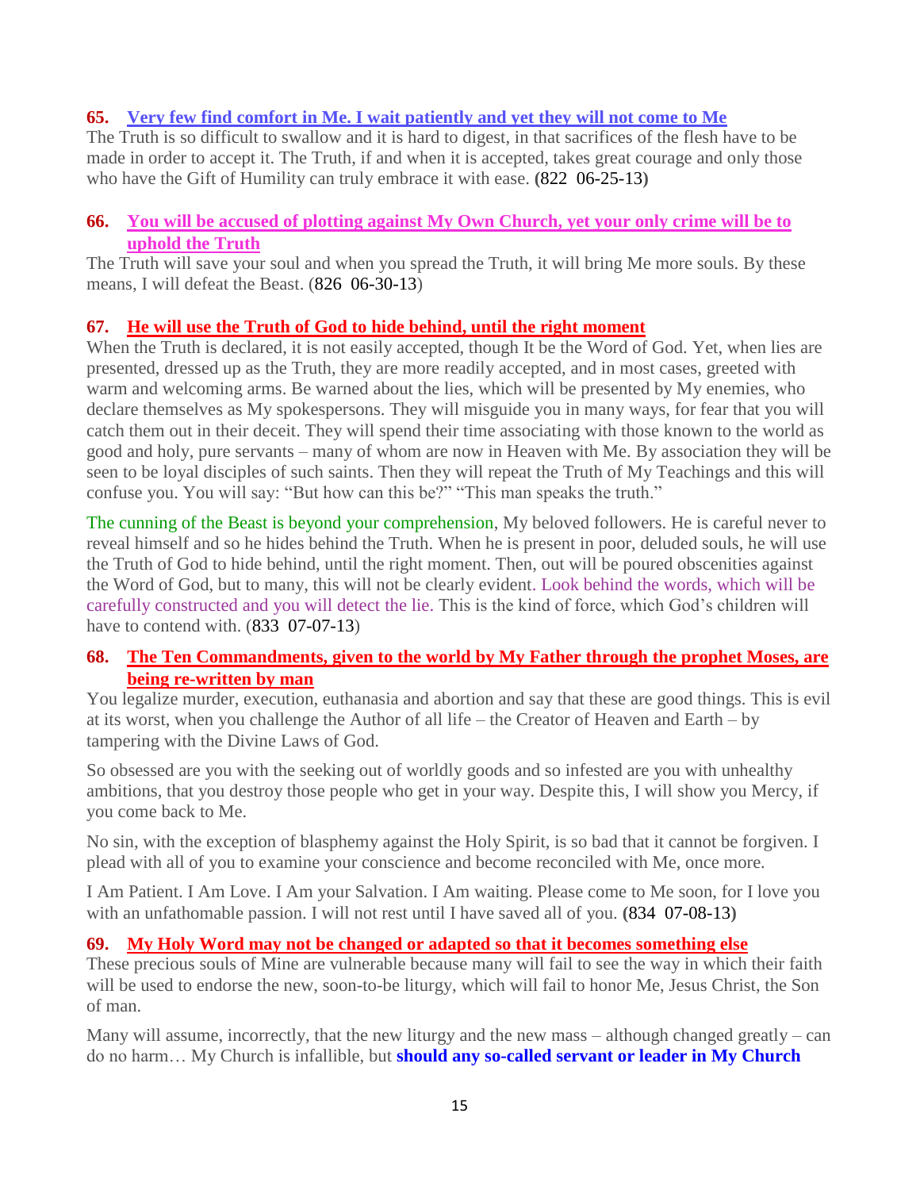### 65. Very few find comfort in Me. I wait patiently and yet they will not come to Me

The Truth is so difficult to swallow and it is hard to digest, in that sacrifices of the flesh have to be made in order to accept it. The Truth, if and when it is accepted, takes great courage and only those who have the Gift of Humility can truly embrace it with ease. **(**822 06-25-13**)**

### 66. You will be accused of plotting against My Own Church, yet your only crime will be to uphold the Truth

The Truth will save your soul and when you spread the Truth, it will bring Me more souls. By these means, I will defeat the Beast. (826 06-30-13)

### 67. He will use the Truth of God to hide behind, until the right moment

When the Truth is declared, it is not easily accepted, though It be the Word of God. Yet, when lies are presented, dressed up as the Truth, they are more readily accepted, and in most cases, greeted with warm and welcoming arms. Be warned about the lies, which will be presented by My enemies, who declare themselves as My spokespersons. They will misguide you in many ways, for fear that you will catch them out in their deceit. They will spend their time associating with those known to the world as good and holy, pure servants – many of whom are now in Heaven with Me. By association they will be seen to be loyal disciples of such saints. Then they will repeat the Truth of My Teachings and this will confuse you. You will say: "But how can this be?" "This man speaks the truth."

The cunning of the Beast is beyond your comprehension, My beloved followers. He is careful never to reveal himself and so he hides behind the Truth. When he is present in poor, deluded souls, he will use the Truth of God to hide behind, until the right moment. Then, out will be poured obscenities against the Word of God, but to many, this will not be clearly evident. Look behind the words, which will be carefully constructed and you will detect the lie. This is the kind of force, which God's children will have to contend with. (833 07-07-13)

### 68. The Ten Commandments, given to the world by My Father through the prophet Moses, are being re-written by man

You legalize murder, execution, euthanasia and abortion and say that these are good things. This is evil at its worst, when you challenge the Author of all life – the Creator of Heaven and Earth – by tampering with the Divine Laws of God.

So obsessed are you with the seeking out of worldly goods and so infested are you with unhealthy ambitions, that you destroy those people who get in your way. Despite this, I will show you Mercy, if you come back to Me.

No sin, with the exception of blasphemy against the Holy Spirit, is so bad that it cannot be forgiven. I plead with all of you to examine your conscience and become reconciled with Me, once more.

I Am Patient. I Am Love. I Am your Salvation. I Am waiting. Please come to Me soon, for I love you with an unfathomable passion. I will not rest until I have saved all of you. **(**834 07-08-13**)**

### 69. My Holy Word may not be changed or adapted so that it becomes something else

These precious souls of Mine are vulnerable because many will fail to see the way in which their faith will be used to endorse the new, soon-to-be liturgy, which will fail to honor Me, Jesus Christ, the Son of man.

Many will assume, incorrectly, that the new liturgy and the new mass – although changed greatly – can do no harm… My Church is infallible, but **should any so-called servant or leader in My Church**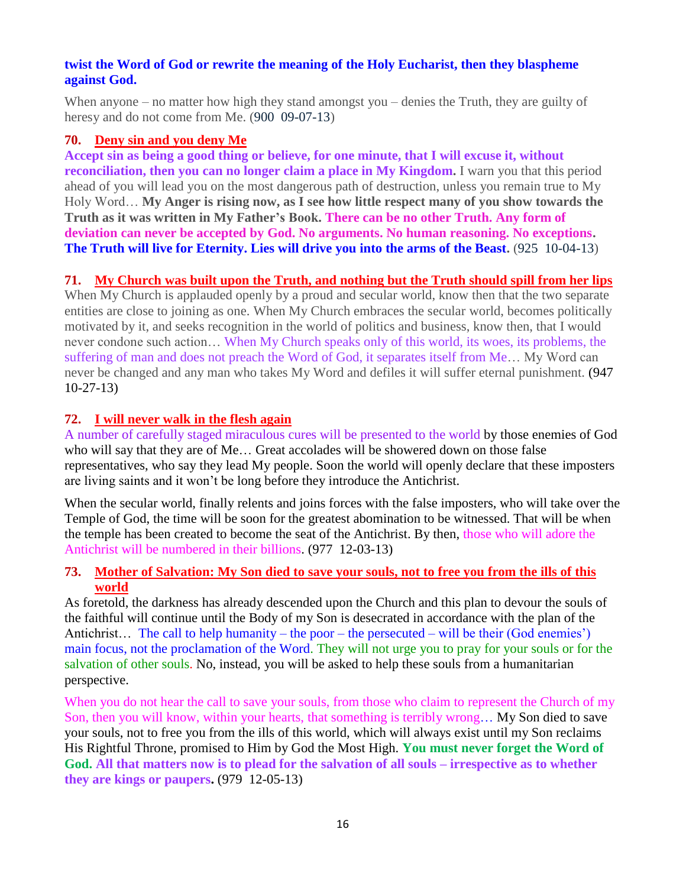**twist the Word of God or rewrite the meaning of the Holy Eucharist, then they blaspheme against God.**

When anyone – no matter how high they stand amongst you – denies the Truth, they are guilty of heresy and do not come from Me. (900 09-07-13)

### 70. Deny sin and you deny Me

**Accept sin as being a good thing or believe, for one minute, that I will excuse it, without reconciliation, then you can no longer claim a place in My Kingdom.** I warn you that this period ahead of you will lead you on the most dangerous path of destruction, unless you remain true to My Holy Word… **My Anger is rising now, as I see how little respect many of you show towards the Truth as it was written in My Father's Book. There can be no other Truth. Any form of deviation can never be accepted by God. No arguments. No human reasoning. No exceptions. The Truth will live for Eternity. Lies will drive you into the arms of the Beast.** (925 10-04-13)

### 71. My Church was built upon the Truth, and nothing but the Truth should spill from her lips

When My Church is applauded openly by a proud and secular world, know then that the two separate entities are close to joining as one. When My Church embraces the secular world, becomes politically motivated by it, and seeks recognition in the world of politics and business, know then, that I would never condone such action… When My Church speaks only of this world, its woes, its problems, the suffering of man and does not preach the Word of God, it separates itself from Me… My Word can never be changed and any man who takes My Word and defiles it will suffer eternal punishment. (947 10-27-13)

### 72. I will never walk in the flesh again

A number of carefully staged miraculous cures will be presented to the world by those enemies of God who will say that they are of Me… Great accolades will be showered down on those false representatives, who say they lead My people. Soon the world will openly declare that these imposters are living saints and it won't be long before they introduce the Antichrist.

When the secular world, finally relents and joins forces with the false imposters, who will take over the Temple of God, the time will be soon for the greatest abomination to be witnessed. That will be when the temple has been created to become the seat of the Antichrist. By then, those who will adore the Antichrist will be numbered in their billions. (977 12-03-13)

### 73. Mother of Salvation: My Son died to save your souls, not to free you from the ills of this world

As foretold, the darkness has already descended upon the Church and this plan to devour the souls of the faithful will continue until the Body of my Son is desecrated in accordance with the plan of the Antichrist… The call to help humanity – the poor – the persecuted – will be their (God enemies') main focus, not the proclamation of the Word. They will not urge you to pray for your souls or for the salvation of other souls. No, instead, you will be asked to help these souls from a humanitarian perspective.

When you do not hear the call to save your souls, from those who claim to represent the Church of my Son, then you will know, within your hearts, that something is terribly wrong… My Son died to save your souls, not to free you from the ills of this world, which will always exist until my Son reclaims His Rightful Throne, promised to Him by God the Most High. **You must never forget the Word of God. All that matters now is to plead for the salvation of all souls – irrespective as to whether they are kings or paupers.** (979 12-05-13)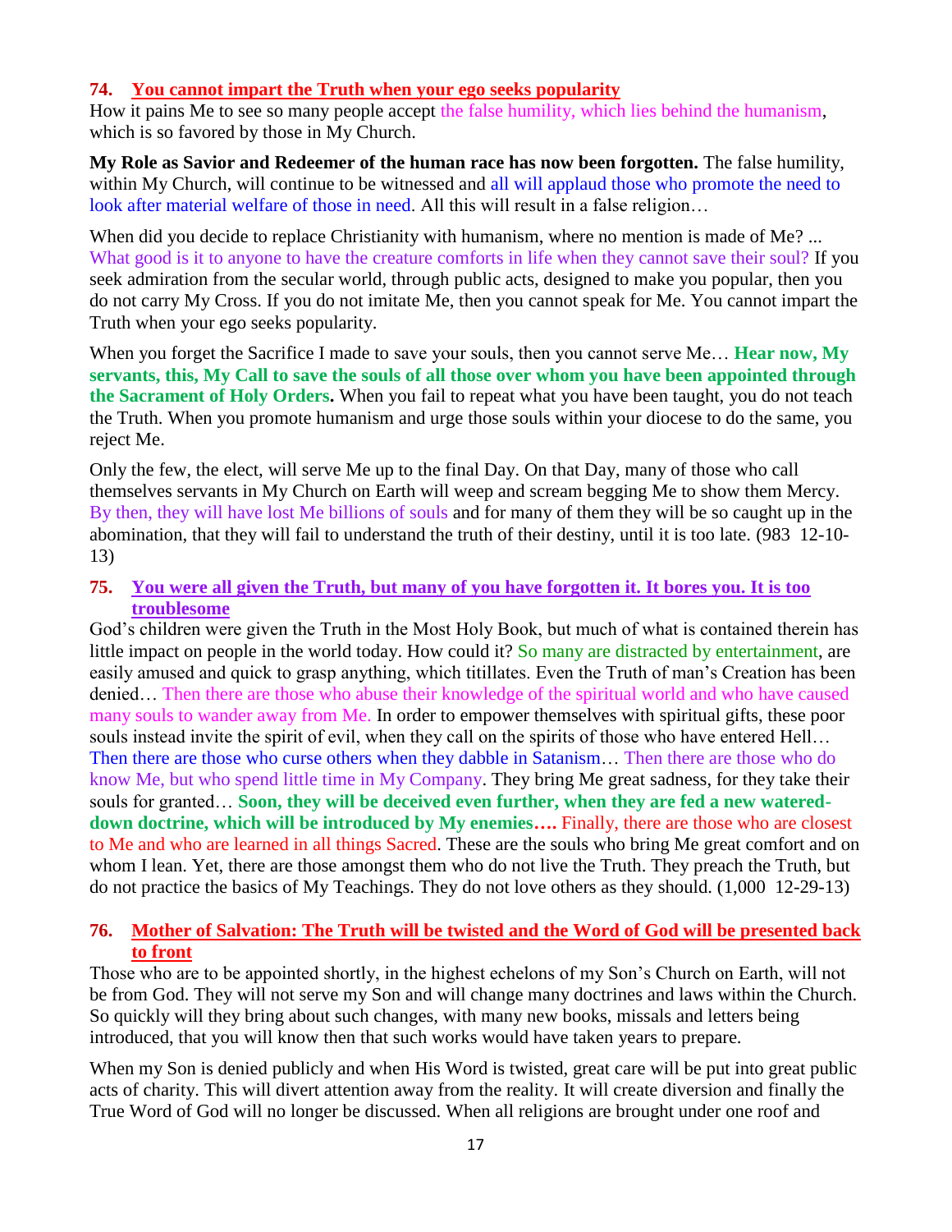## 74. You cannot impart the Truth when your ego seeks popularity

How it pains Me to see so many people accept the false humility, which lies behind the humanism, which is so favored by those in My Church.

**My Role as Savior and Redeemer of the human race has now been forgotten.** The false humility, within My Church, will continue to be witnessed and all will applaud those who promote the need to look after material welfare of those in need. All this will result in a false religion…

When did you decide to replace Christianity with humanism, where no mention is made of Me? ... What good is it to anyone to have the creature comforts in life when they cannot save their soul? If you seek admiration from the secular world, through public acts, designed to make you popular, then you do not carry My Cross. If you do not imitate Me, then you cannot speak for Me. You cannot impart the Truth when your ego seeks popularity.

When you forget the Sacrifice I made to save your souls, then you cannot serve Me… **Hear now, My servants, this, My Call to save the souls of all those over whom you have been appointed through the Sacrament of Holy Orders.** When you fail to repeat what you have been taught, you do not teach the Truth. When you promote humanism and urge those souls within your diocese to do the same, you reject Me.

Only the few, the elect, will serve Me up to the final Day. On that Day, many of those who call themselves servants in My Church on Earth will weep and scream begging Me to show them Mercy. By then, they will have lost Me billions of souls and for many of them they will be so caught up in the abomination, that they will fail to understand the truth of their destiny, until it is too late. (983 12-10-13)

## 75. You were all given the Truth, but many of you have forgotten it. It bores you. It is too troublesome

God's children were given the Truth in the Most Holy Book, but much of what is contained therein has little impact on people in the world today. How could it? So many are distracted by entertainment, are easily amused and quick to grasp anything, which titillates. Even the Truth of man's Creation has been denied… Then there are those who abuse their knowledge of the spiritual world and who have caused many souls to wander away from Me. In order to empower themselves with spiritual gifts, these poor souls instead invite the spirit of evil, when they call on the spirits of those who have entered Hell… Then there are those who curse others when they dabble in Satanism… Then there are those who do know Me, but who spend little time in My Company. They bring Me great sadness, for they take their souls for granted… **Soon, they will be deceived even further, when they are fed a new watered-down doctrine, which will be introduced by My enemies….** Finally, there are those who are closest to Me and who are learned in all things Sacred. These are the souls who bring Me great comfort and on whom I lean. Yet, there are those amongst them who do not live the Truth. They preach the Truth, but do not practice the basics of My Teachings. They do not love others as they should. (1,000 12-29-13)

## 76. Mother of Salvation: The Truth will be twisted and the Word of God will be presented back to front

Those who are to be appointed shortly, in the highest echelons of my Son's Church on Earth, will not be from God. They will not serve my Son and will change many doctrines and laws within the Church. So quickly will they bring about such changes, with many new books, missals and letters being introduced, that you will know then that such works would have taken years to prepare.

When my Son is denied publicly and when His Word is twisted, great care will be put into great public acts of charity. This will divert attention away from the reality. It will create diversion and finally the True Word of God will no longer be discussed. When all religions are brought under one roof and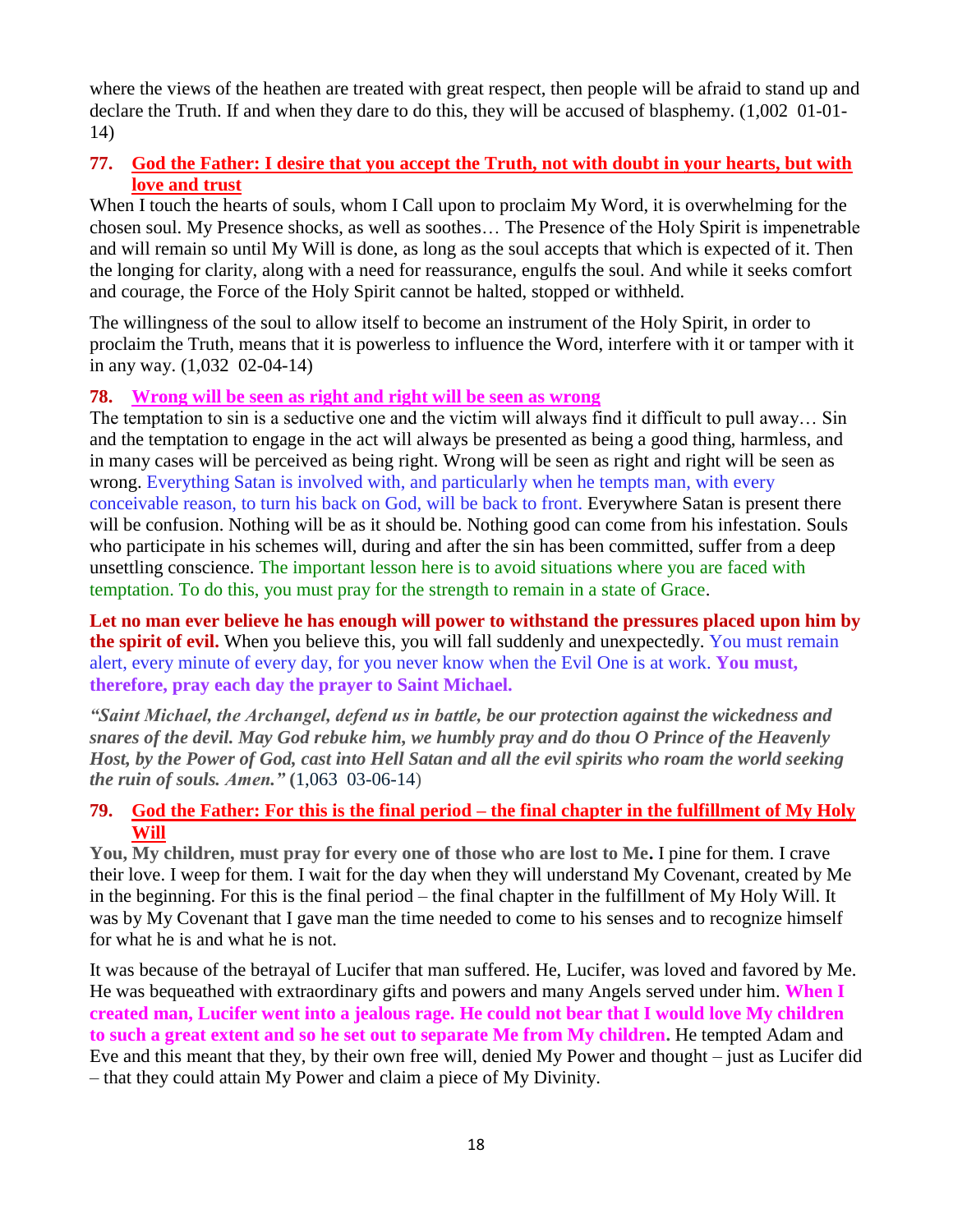where the views of the heathen are treated with great respect, then people will be afraid to stand up and declare the Truth. If and when they dare to do this, they will be accused of blasphemy. (1,002 01-01-14)

### 77. God the Father: I desire that you accept the Truth, not with doubt in your hearts, but with love and trust

When I touch the hearts of souls, whom I Call upon to proclaim My Word, it is overwhelming for the chosen soul. My Presence shocks, as well as soothes… The Presence of the Holy Spirit is impenetrable and will remain so until My Will is done, as long as the soul accepts that which is expected of it. Then the longing for clarity, along with a need for reassurance, engulfs the soul. And while it seeks comfort and courage, the Force of the Holy Spirit cannot be halted, stopped or withheld.

The willingness of the soul to allow itself to become an instrument of the Holy Spirit, in order to proclaim the Truth, means that it is powerless to influence the Word, interfere with it or tamper with it in any way. (1,032 02-04-14)

### 78. Wrong will be seen as right and right will be seen as wrong

The temptation to sin is a seductive one and the victim will always find it difficult to pull away… Sin and the temptation to engage in the act will always be presented as being a good thing, harmless, and in many cases will be perceived as being right. Wrong will be seen as right and right will be seen as wrong. Everything Satan is involved with, and particularly when he tempts man, with every conceivable reason, to turn his back on God, will be back to front. Everywhere Satan is present there will be confusion. Nothing will be as it should be. Nothing good can come from his infestation. Souls who participate in his schemes will, during and after the sin has been committed, suffer from a deep unsettling conscience. The important lesson here is to avoid situations where you are faced with temptation. To do this, you must pray for the strength to remain in a state of Grace.

**Let no man ever believe he has enough will power to withstand the pressures placed upon him by the spirit of evil.** When you believe this, you will fall suddenly and unexpectedly. You must remain alert, every minute of every day, for you never know when the Evil One is at work. **You must, therefore, pray each day the prayer to Saint Michael.**

***"Saint Michael, the Archangel, defend us in battle, be our protection against the wickedness and snares of the devil. May God rebuke him, we humbly pray and do thou O Prince of the Heavenly Host, by the Power of God, cast into Hell Satan and all the evil spirits who roam the world seeking the ruin of souls. Amen."*** (1,063 03-06-14)

### 79. God the Father: For this is the final period – the final chapter in the fulfillment of My Holy Will

**You, My children, must pray for every one of those who are lost to Me.** I pine for them. I crave their love. I weep for them. I wait for the day when they will understand My Covenant, created by Me in the beginning. For this is the final period – the final chapter in the fulfillment of My Holy Will. It was by My Covenant that I gave man the time needed to come to his senses and to recognize himself for what he is and what he is not.

It was because of the betrayal of Lucifer that man suffered. He, Lucifer, was loved and favored by Me. He was bequeathed with extraordinary gifts and powers and many Angels served under him. **When I created man, Lucifer went into a jealous rage. He could not bear that I would love My children to such a great extent and so he set out to separate Me from My children.** He tempted Adam and Eve and this meant that they, by their own free will, denied My Power and thought – just as Lucifer did – that they could attain My Power and claim a piece of My Divinity.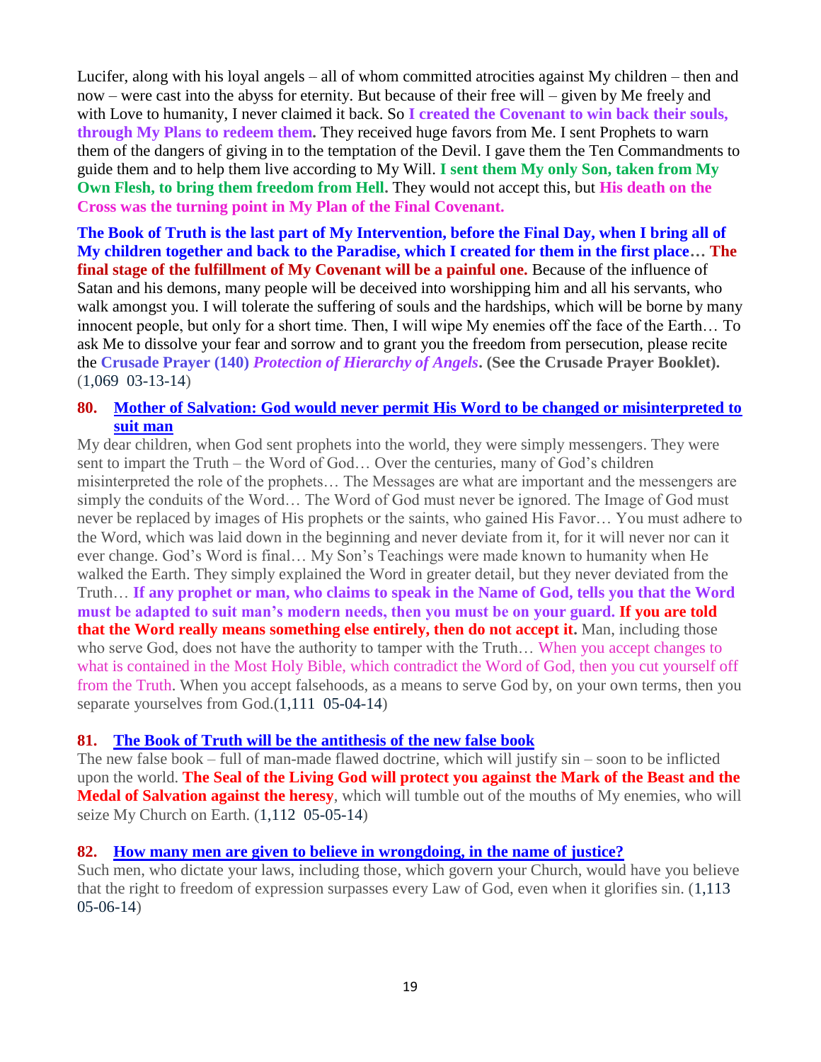Lucifer, along with his loyal angels – all of whom committed atrocities against My children – then and now – were cast into the abyss for eternity. But because of their free will – given by Me freely and with Love to humanity, I never claimed it back. So **I created the Covenant to win back their souls, through My Plans to redeem them.** They received huge favors from Me. I sent Prophets to warn them of the dangers of giving in to the temptation of the Devil. I gave them the Ten Commandments to guide them and to help them live according to My Will. **I sent them My only Son, taken from My Own Flesh, to bring them freedom from Hell.** They would not accept this, but **His death on the Cross was the turning point in My Plan of the Final Covenant.**

**The Book of Truth is the last part of My Intervention, before the Final Day, when I bring all of My children together and back to the Paradise, which I created for them in the first place… The final stage of the fulfillment of My Covenant will be a painful one.** Because of the influence of Satan and his demons, many people will be deceived into worshipping him and all his servants, who walk amongst you. I will tolerate the suffering of souls and the hardships, which will be borne by many innocent people, but only for a short time. Then, I will wipe My enemies off the face of the Earth… To ask Me to dissolve your fear and sorrow and to grant you the freedom from persecution, please recite the **Crusade Prayer (140)** ***Protection of Hierarchy of Angels*****. (See the Crusade Prayer Booklet).** (1,069 03-13-14)

### 80. Mother of Salvation: God would never permit His Word to be changed or misinterpreted to suit man

My dear children, when God sent prophets into the world, they were simply messengers. They were sent to impart the Truth – the Word of God… Over the centuries, many of God's children misinterpreted the role of the prophets… The Messages are what are important and the messengers are simply the conduits of the Word… The Word of God must never be ignored. The Image of God must never be replaced by images of His prophets or the saints, who gained His Favor… You must adhere to the Word, which was laid down in the beginning and never deviate from it, for it will never nor can it ever change. God's Word is final… My Son's Teachings were made known to humanity when He walked the Earth. They simply explained the Word in greater detail, but they never deviated from the Truth… **If any prophet or man, who claims to speak in the Name of God, tells you that the Word must be adapted to suit man's modern needs, then you must be on your guard. If you are told that the Word really means something else entirely, then do not accept it.** Man, including those who serve God, does not have the authority to tamper with the Truth… When you accept changes to what is contained in the Most Holy Bible, which contradict the Word of God, then you cut yourself off from the Truth. When you accept falsehoods, as a means to serve God by, on your own terms, then you separate yourselves from God.(1,111 05-04-14)

### 81. The Book of Truth will be the antithesis of the new false book

The new false book – full of man-made flawed doctrine, which will justify sin – soon to be inflicted upon the world. **The Seal of the Living God will protect you against the Mark of the Beast and the Medal of Salvation against the heresy**, which will tumble out of the mouths of My enemies, who will seize My Church on Earth. (1,112 05-05-14)

### 82. How many men are given to believe in wrongdoing, in the name of justice?

Such men, who dictate your laws, including those, which govern your Church, would have you believe that the right to freedom of expression surpasses every Law of God, even when it glorifies sin. (1,113 05-06-14)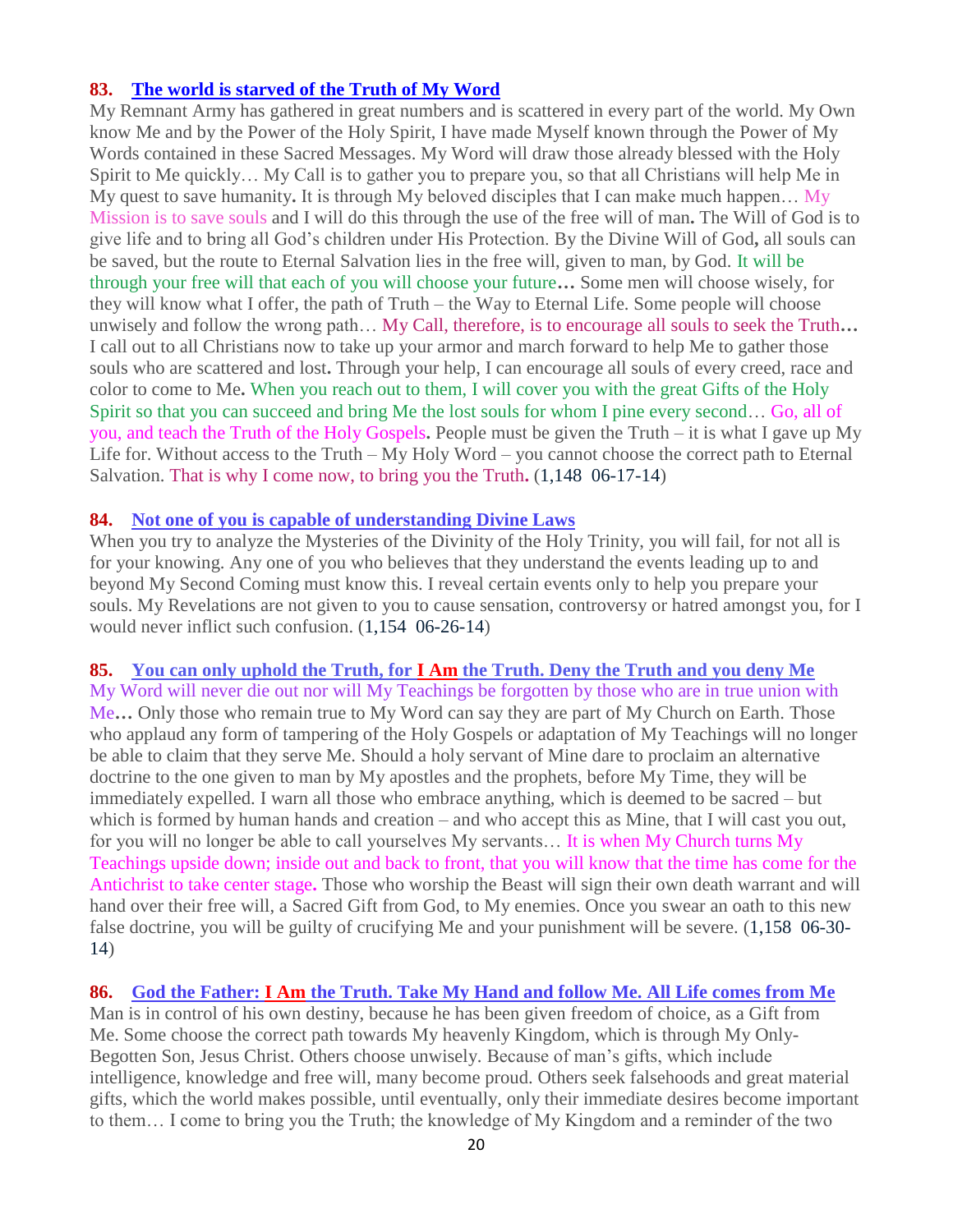**83. The world is starved of the Truth of My Word**

My Remnant Army has gathered in great numbers and is scattered in every part of the world. My Own know Me and by the Power of the Holy Spirit, I have made Myself known through the Power of My Words contained in these Sacred Messages. My Word will draw those already blessed with the Holy Spirit to Me quickly… My Call is to gather you to prepare you, so that all Christians will help Me in My quest to save humanity**.** It is through My beloved disciples that I can make much happen… My Mission is to save souls and I will do this through the use of the free will of man**.** The Will of God is to give life and to bring all God's children under His Protection. By the Divine Will of God**,** all souls can be saved, but the route to Eternal Salvation lies in the free will, given to man, by God. It will be through your free will that each of you will choose your future**…** Some men will choose wisely, for they will know what I offer, the path of Truth – the Way to Eternal Life. Some people will choose unwisely and follow the wrong path… My Call, therefore, is to encourage all souls to seek the Truth**…** I call out to all Christians now to take up your armor and march forward to help Me to gather those souls who are scattered and lost**.** Through your help, I can encourage all souls of every creed, race and color to come to Me**.** When you reach out to them, I will cover you with the great Gifts of the Holy Spirit so that you can succeed and bring Me the lost souls for whom I pine every second… Go, all of you, and teach the Truth of the Holy Gospels**.** People must be given the Truth – it is what I gave up My Life for. Without access to the Truth – My Holy Word – you cannot choose the correct path to Eternal Salvation. That is why I come now, to bring you the Truth**.** (1,148 06-17-14)

**84. Not one of you is capable of understanding Divine Laws**

When you try to analyze the Mysteries of the Divinity of the Holy Trinity, you will fail, for not all is for your knowing. Any one of you who believes that they understand the events leading up to and beyond My Second Coming must know this. I reveal certain events only to help you prepare your souls. My Revelations are not given to you to cause sensation, controversy or hatred amongst you, for I would never inflict such confusion. (1,154 06-26-14)

**85. You can only uphold the Truth, for I Am the Truth. Deny the Truth and you deny Me**

My Word will never die out nor will My Teachings be forgotten by those who are in true union with Me**…** Only those who remain true to My Word can say they are part of My Church on Earth. Those who applaud any form of tampering of the Holy Gospels or adaptation of My Teachings will no longer be able to claim that they serve Me. Should a holy servant of Mine dare to proclaim an alternative doctrine to the one given to man by My apostles and the prophets, before My Time, they will be immediately expelled. I warn all those who embrace anything, which is deemed to be sacred – but which is formed by human hands and creation – and who accept this as Mine, that I will cast you out, for you will no longer be able to call yourselves My servants… It is when My Church turns My Teachings upside down; inside out and back to front, that you will know that the time has come for the Antichrist to take center stage**.** Those who worship the Beast will sign their own death warrant and will hand over their free will, a Sacred Gift from God, to My enemies. Once you swear an oath to this new false doctrine, you will be guilty of crucifying Me and your punishment will be severe. (1,158 06-30-14)

**86. God the Father: I Am the Truth. Take My Hand and follow Me. All Life comes from Me**

Man is in control of his own destiny, because he has been given freedom of choice, as a Gift from Me. Some choose the correct path towards My heavenly Kingdom, which is through My Only-Begotten Son, Jesus Christ. Others choose unwisely. Because of man's gifts, which include intelligence, knowledge and free will, many become proud. Others seek falsehoods and great material gifts, which the world makes possible, until eventually, only their immediate desires become important to them… I come to bring you the Truth; the knowledge of My Kingdom and a reminder of the two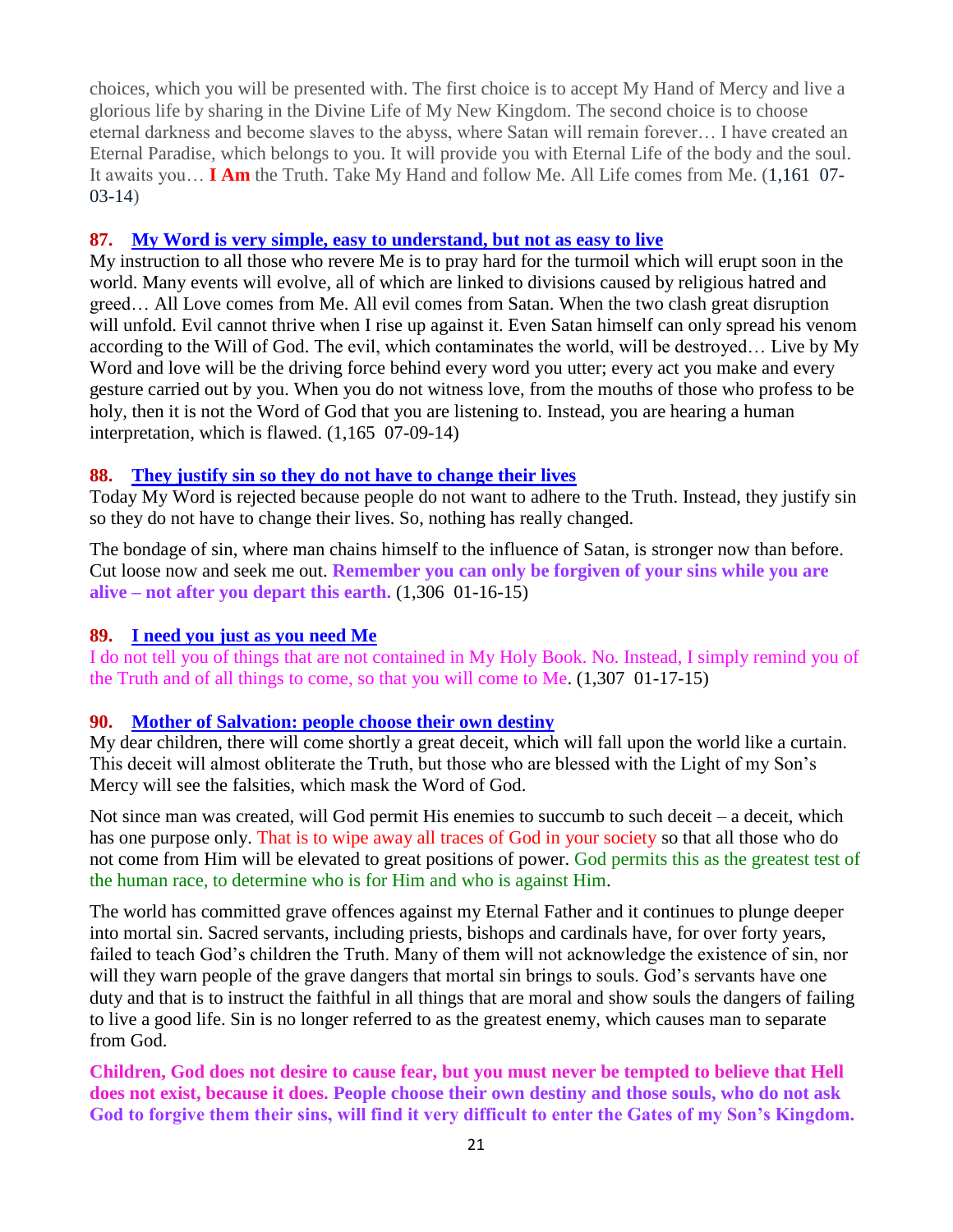choices, which you will be presented with. The first choice is to accept My Hand of Mercy and live a glorious life by sharing in the Divine Life of My New Kingdom. The second choice is to choose eternal darkness and become slaves to the abyss, where Satan will remain forever… I have created an Eternal Paradise, which belongs to you. It will provide you with Eternal Life of the body and the soul. It awaits you… **I Am** the Truth. Take My Hand and follow Me. All Life comes from Me. (1,161 07-03-14)

**87. My Word is very simple, easy to understand, but not as easy to live**

My instruction to all those who revere Me is to pray hard for the turmoil which will erupt soon in the world. Many events will evolve, all of which are linked to divisions caused by religious hatred and greed… All Love comes from Me. All evil comes from Satan. When the two clash great disruption will unfold. Evil cannot thrive when I rise up against it. Even Satan himself can only spread his venom according to the Will of God. The evil, which contaminates the world, will be destroyed… Live by My Word and love will be the driving force behind every word you utter; every act you make and every gesture carried out by you. When you do not witness love, from the mouths of those who profess to be holy, then it is not the Word of God that you are listening to. Instead, you are hearing a human interpretation, which is flawed. (1,165 07-09-14)

**88. They justify sin so they do not have to change their lives**

Today My Word is rejected because people do not want to adhere to the Truth. Instead, they justify sin so they do not have to change their lives. So, nothing has really changed.

The bondage of sin, where man chains himself to the influence of Satan, is stronger now than before. Cut loose now and seek me out. **Remember you can only be forgiven of your sins while you are alive – not after you depart this earth.** (1,306 01-16-15)

**89. I need you just as you need Me**

I do not tell you of things that are not contained in My Holy Book. No. Instead, I simply remind you of the Truth and of all things to come, so that you will come to Me. (1,307 01-17-15)

**90. Mother of Salvation: people choose their own destiny**

My dear children, there will come shortly a great deceit, which will fall upon the world like a curtain. This deceit will almost obliterate the Truth, but those who are blessed with the Light of my Son's Mercy will see the falsities, which mask the Word of God.

Not since man was created, will God permit His enemies to succumb to such deceit – a deceit, which has one purpose only. That is to wipe away all traces of God in your society so that all those who do not come from Him will be elevated to great positions of power. God permits this as the greatest test of the human race, to determine who is for Him and who is against Him.

The world has committed grave offences against my Eternal Father and it continues to plunge deeper into mortal sin. Sacred servants, including priests, bishops and cardinals have, for over forty years, failed to teach God's children the Truth. Many of them will not acknowledge the existence of sin, nor will they warn people of the grave dangers that mortal sin brings to souls. God's servants have one duty and that is to instruct the faithful in all things that are moral and show souls the dangers of failing to live a good life. Sin is no longer referred to as the greatest enemy, which causes man to separate from God.

**Children, God does not desire to cause fear, but you must never be tempted to believe that Hell does not exist, because it does. People choose their own destiny and those souls, who do not ask God to forgive them their sins, will find it very difficult to enter the Gates of my Son's Kingdom.**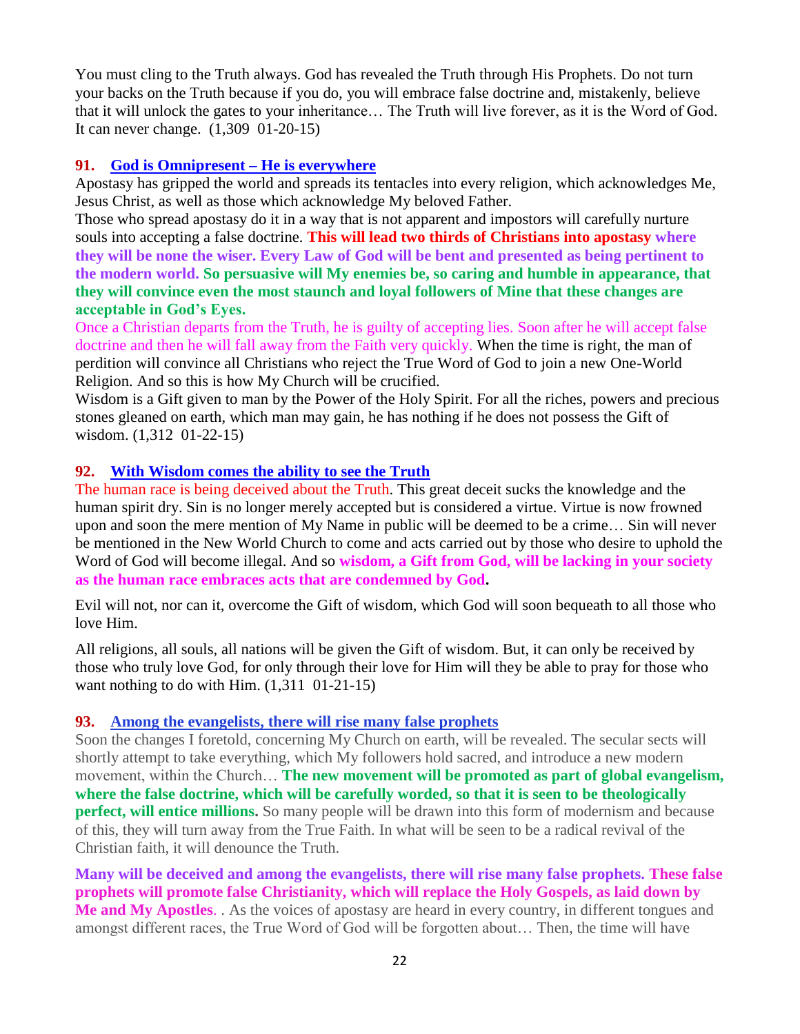You must cling to the Truth always. God has revealed the Truth through His Prophets. Do not turn your backs on the Truth because if you do, you will embrace false doctrine and, mistakenly, believe that it will unlock the gates to your inheritance… The Truth will live forever, as it is the Word of God. It can never change. (1,309 01-20-15)

### 91. God is Omnipresent – He is everywhere

Apostasy has gripped the world and spreads its tentacles into every religion, which acknowledges Me, Jesus Christ, as well as those which acknowledge My beloved Father.

Those who spread apostasy do it in a way that is not apparent and impostors will carefully nurture souls into accepting a false doctrine. **This will lead two thirds of Christians into apostasy where they will be none the wiser. Every Law of God will be bent and presented as being pertinent to the modern world. So persuasive will My enemies be, so caring and humble in appearance, that they will convince even the most staunch and loyal followers of Mine that these changes are acceptable in God's Eyes.**

Once a Christian departs from the Truth, he is guilty of accepting lies. Soon after he will accept false doctrine and then he will fall away from the Faith very quickly. When the time is right, the man of perdition will convince all Christians who reject the True Word of God to join a new One-World Religion. And so this is how My Church will be crucified.

Wisdom is a Gift given to man by the Power of the Holy Spirit. For all the riches, powers and precious stones gleaned on earth, which man may gain, he has nothing if he does not possess the Gift of wisdom. (1,312 01-22-15)

### 92. With Wisdom comes the ability to see the Truth

The human race is being deceived about the Truth. This great deceit sucks the knowledge and the human spirit dry. Sin is no longer merely accepted but is considered a virtue. Virtue is now frowned upon and soon the mere mention of My Name in public will be deemed to be a crime… Sin will never be mentioned in the New World Church to come and acts carried out by those who desire to uphold the Word of God will become illegal. And so **wisdom, a Gift from God, will be lacking in your society as the human race embraces acts that are condemned by God.**

Evil will not, nor can it, overcome the Gift of wisdom, which God will soon bequeath to all those who love Him.

All religions, all souls, all nations will be given the Gift of wisdom. But, it can only be received by those who truly love God, for only through their love for Him will they be able to pray for those who want nothing to do with Him. (1,311 01-21-15)

### 93. Among the evangelists, there will rise many false prophets

Soon the changes I foretold, concerning My Church on earth, will be revealed. The secular sects will shortly attempt to take everything, which My followers hold sacred, and introduce a new modern movement, within the Church… **The new movement will be promoted as part of global evangelism, where the false doctrine, which will be carefully worded, so that it is seen to be theologically perfect, will entice millions.** So many people will be drawn into this form of modernism and because of this, they will turn away from the True Faith. In what will be seen to be a radical revival of the Christian faith, it will denounce the Truth.

**Many will be deceived and among the evangelists, there will rise many false prophets. These false prophets will promote false Christianity, which will replace the Holy Gospels, as laid down by Me and My Apostles**. . As the voices of apostasy are heard in every country, in different tongues and amongst different races, the True Word of God will be forgotten about… Then, the time will have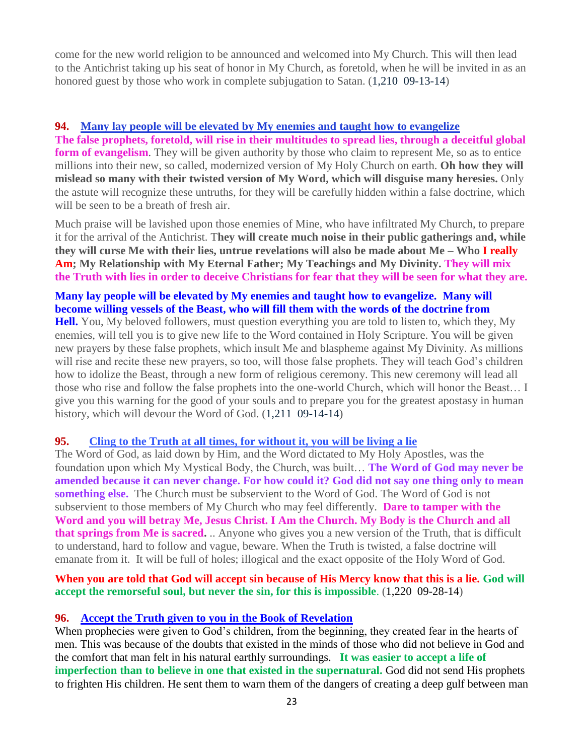come for the new world religion to be announced and welcomed into My Church. This will then lead to the Antichrist taking up his seat of honor in My Church, as foretold, when he will be invited in as an honored guest by those who work in complete subjugation to Satan. (1,210 09-13-14)

**94. Many lay people will be elevated by My enemies and taught how to evangelize**

**The false prophets, foretold, will rise in their multitudes to spread lies, through a deceitful global form of evangelism**. They will be given authority by those who claim to represent Me, so as to entice millions into their new, so called, modernized version of My Holy Church on earth. **Oh how they will mislead so many with their twisted version of My Word, which will disguise many heresies.** Only the astute will recognize these untruths, for they will be carefully hidden within a false doctrine, which will be seen to be a breath of fresh air.

Much praise will be lavished upon those enemies of Mine, who have infiltrated My Church, to prepare it for the arrival of the Antichrist. T**hey will create much noise in their public gatherings and, while they will curse Me with their lies, untrue revelations will also be made about Me – Who I really Am; My Relationship with My Eternal Father; My Teachings and My Divinity. They will mix the Truth with lies in order to deceive Christians for fear that they will be seen for what they are.**

**Many lay people will be elevated by My enemies and taught how to evangelize. Many will become willing vessels of the Beast, who will fill them with the words of the doctrine from Hell.** You, My beloved followers, must question everything you are told to listen to, which they, My enemies, will tell you is to give new life to the Word contained in Holy Scripture. You will be given new prayers by these false prophets, which insult Me and blaspheme against My Divinity. As millions will rise and recite these new prayers, so too, will those false prophets. They will teach God's children how to idolize the Beast, through a new form of religious ceremony. This new ceremony will lead all those who rise and follow the false prophets into the one-world Church, which will honor the Beast… I give you this warning for the good of your souls and to prepare you for the greatest apostasy in human history, which will devour the Word of God. (1,211 09-14-14)

**95. Cling to the Truth at all times, for without it, you will be living a lie**

The Word of God, as laid down by Him, and the Word dictated to My Holy Apostles, was the foundation upon which My Mystical Body, the Church, was built… **The Word of God may never be amended because it can never change. For how could it? God did not say one thing only to mean something else.** The Church must be subservient to the Word of God. The Word of God is not subservient to those members of My Church who may feel differently. **Dare to tamper with the Word and you will betray Me, Jesus Christ. I Am the Church. My Body is the Church and all that springs from Me is sacred.** .. Anyone who gives you a new version of the Truth, that is difficult to understand, hard to follow and vague, beware. When the Truth is twisted, a false doctrine will emanate from it. It will be full of holes; illogical and the exact opposite of the Holy Word of God.

**When you are told that God will accept sin because of His Mercy know that this is a lie. God will accept the remorseful soul, but never the sin, for this is impossible**. (1,220 09-28-14)

**96. Accept the Truth given to you in the Book of Revelation**

When prophecies were given to God's children, from the beginning, they created fear in the hearts of men. This was because of the doubts that existed in the minds of those who did not believe in God and the comfort that man felt in his natural earthly surroundings. **It was easier to accept a life of imperfection than to believe in one that existed in the supernatural.** God did not send His prophets to frighten His children. He sent them to warn them of the dangers of creating a deep gulf between man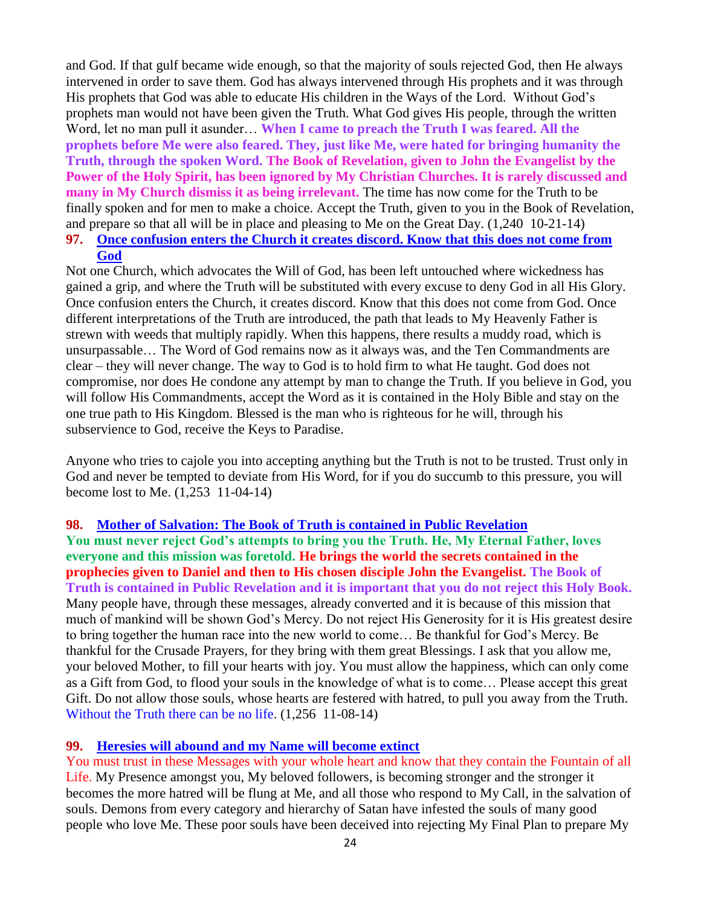and God. If that gulf became wide enough, so that the majority of souls rejected God, then He always intervened in order to save them. God has always intervened through His prophets and it was through His prophets that God was able to educate His children in the Ways of the Lord. Without God's prophets man would not have been given the Truth. What God gives His people, through the written Word, let no man pull it asunder… **When I came to preach the Truth I was feared. All the prophets before Me were also feared. They, just like Me, were hated for bringing humanity the Truth, through the spoken Word. The Book of Revelation, given to John the Evangelist by the Power of the Holy Spirit, has been ignored by My Christian Churches. It is rarely discussed and many in My Church dismiss it as being irrelevant.** The time has now come for the Truth to be finally spoken and for men to make a choice. Accept the Truth, given to you in the Book of Revelation, and prepare so that all will be in place and pleasing to Me on the Great Day. (1,240 10-21-14)

**97. Once confusion enters the Church it creates discord. Know that this does not come from God**

Not one Church, which advocates the Will of God, has been left untouched where wickedness has gained a grip, and where the Truth will be substituted with every excuse to deny God in all His Glory. Once confusion enters the Church, it creates discord. Know that this does not come from God. Once different interpretations of the Truth are introduced, the path that leads to My Heavenly Father is strewn with weeds that multiply rapidly. When this happens, there results a muddy road, which is unsurpassable… The Word of God remains now as it always was, and the Ten Commandments are clear – they will never change. The way to God is to hold firm to what He taught. God does not compromise, nor does He condone any attempt by man to change the Truth. If you believe in God, you will follow His Commandments, accept the Word as it is contained in the Holy Bible and stay on the one true path to His Kingdom. Blessed is the man who is righteous for he will, through his subservience to God, receive the Keys to Paradise.

Anyone who tries to cajole you into accepting anything but the Truth is not to be trusted. Trust only in God and never be tempted to deviate from His Word, for if you do succumb to this pressure, you will become lost to Me. (1,253 11-04-14)

**98. Mother of Salvation: The Book of Truth is contained in Public Revelation**

**You must never reject God's attempts to bring you the Truth. He, My Eternal Father, loves everyone and this mission was foretold. He brings the world the secrets contained in the prophecies given to Daniel and then to His chosen disciple John the Evangelist. The Book of Truth is contained in Public Revelation and it is important that you do not reject this Holy Book.** Many people have, through these messages, already converted and it is because of this mission that much of mankind will be shown God's Mercy. Do not reject His Generosity for it is His greatest desire to bring together the human race into the new world to come… Be thankful for God's Mercy. Be thankful for the Crusade Prayers, for they bring with them great Blessings. I ask that you allow me, your beloved Mother, to fill your hearts with joy. You must allow the happiness, which can only come as a Gift from God, to flood your souls in the knowledge of what is to come… Please accept this great Gift. Do not allow those souls, whose hearts are festered with hatred, to pull you away from the Truth. Without the Truth there can be no life. (1,256 11-08-14)

**99. Heresies will abound and my Name will become extinct**

You must trust in these Messages with your whole heart and know that they contain the Fountain of all Life. My Presence amongst you, My beloved followers, is becoming stronger and the stronger it becomes the more hatred will be flung at Me, and all those who respond to My Call, in the salvation of souls. Demons from every category and hierarchy of Satan have infested the souls of many good people who love Me. These poor souls have been deceived into rejecting My Final Plan to prepare My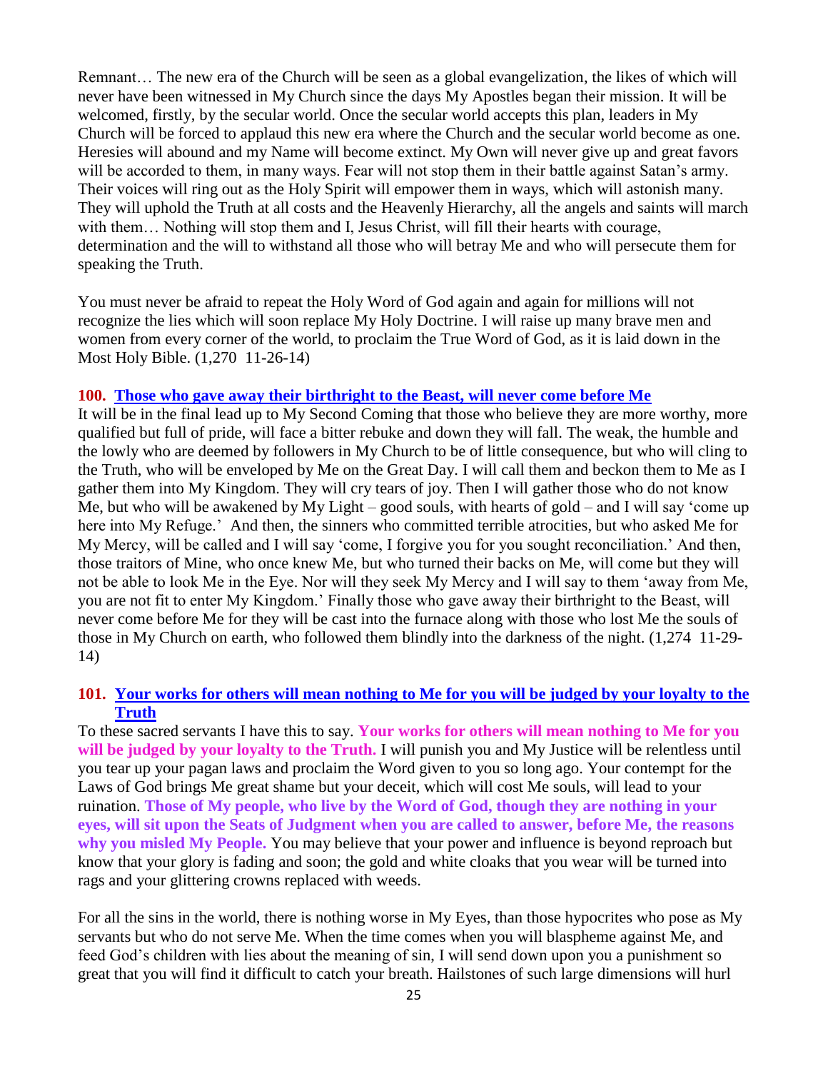Remnant… The new era of the Church will be seen as a global evangelization, the likes of which will never have been witnessed in My Church since the days My Apostles began their mission. It will be welcomed, firstly, by the secular world. Once the secular world accepts this plan, leaders in My Church will be forced to applaud this new era where the Church and the secular world become as one. Heresies will abound and my Name will become extinct. My Own will never give up and great favors will be accorded to them, in many ways. Fear will not stop them in their battle against Satan's army. Their voices will ring out as the Holy Spirit will empower them in ways, which will astonish many. They will uphold the Truth at all costs and the Heavenly Hierarchy, all the angels and saints will march with them… Nothing will stop them and I, Jesus Christ, will fill their hearts with courage, determination and the will to withstand all those who will betray Me and who will persecute them for speaking the Truth.

You must never be afraid to repeat the Holy Word of God again and again for millions will not recognize the lies which will soon replace My Holy Doctrine. I will raise up many brave men and women from every corner of the world, to proclaim the True Word of God, as it is laid down in the Most Holy Bible. (1,270 11-26-14)

### 100. Those who gave away their birthright to the Beast, will never come before Me

It will be in the final lead up to My Second Coming that those who believe they are more worthy, more qualified but full of pride, will face a bitter rebuke and down they will fall. The weak, the humble and the lowly who are deemed by followers in My Church to be of little consequence, but who will cling to the Truth, who will be enveloped by Me on the Great Day. I will call them and beckon them to Me as I gather them into My Kingdom. They will cry tears of joy. Then I will gather those who do not know Me, but who will be awakened by My Light – good souls, with hearts of gold – and I will say 'come up here into My Refuge.' And then, the sinners who committed terrible atrocities, but who asked Me for My Mercy, will be called and I will say 'come, I forgive you for you sought reconciliation.' And then, those traitors of Mine, who once knew Me, but who turned their backs on Me, will come but they will not be able to look Me in the Eye. Nor will they seek My Mercy and I will say to them 'away from Me, you are not fit to enter My Kingdom.' Finally those who gave away their birthright to the Beast, will never come before Me for they will be cast into the furnace along with those who lost Me the souls of those in My Church on earth, who followed them blindly into the darkness of the night. (1,274 11-29-14)

### 101. Your works for others will mean nothing to Me for you will be judged by your loyalty to the Truth

To these sacred servants I have this to say. **Your works for others will mean nothing to Me for you will be judged by your loyalty to the Truth.** I will punish you and My Justice will be relentless until you tear up your pagan laws and proclaim the Word given to you so long ago. Your contempt for the Laws of God brings Me great shame but your deceit, which will cost Me souls, will lead to your ruination. **Those of My people, who live by the Word of God, though they are nothing in your eyes, will sit upon the Seats of Judgment when you are called to answer, before Me, the reasons why you misled My People.** You may believe that your power and influence is beyond reproach but know that your glory is fading and soon; the gold and white cloaks that you wear will be turned into rags and your glittering crowns replaced with weeds.

For all the sins in the world, there is nothing worse in My Eyes, than those hypocrites who pose as My servants but who do not serve Me. When the time comes when you will blaspheme against Me, and feed God's children with lies about the meaning of sin, I will send down upon you a punishment so great that you will find it difficult to catch your breath. Hailstones of such large dimensions will hurl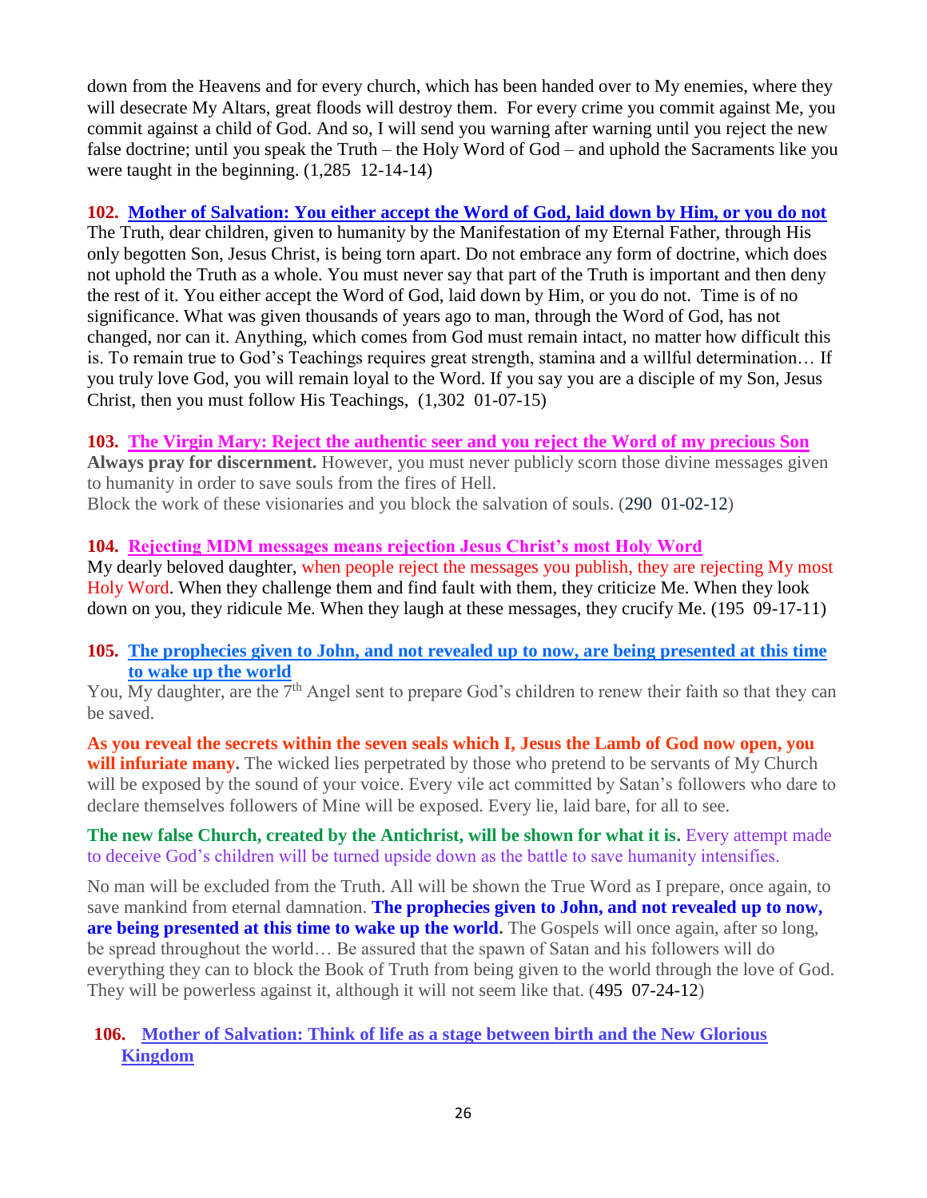down from the Heavens and for every church, which has been handed over to My enemies, where they will desecrate My Altars, great floods will destroy them. For every crime you commit against Me, you commit against a child of God. And so, I will send you warning after warning until you reject the new false doctrine; until you speak the Truth – the Holy Word of God – and uphold the Sacraments like you were taught in the beginning. (1,285 12-14-14)

**102. Mother of Salvation: You either accept the Word of God, laid down by Him, or you do not**

The Truth, dear children, given to humanity by the Manifestation of my Eternal Father, through His only begotten Son, Jesus Christ, is being torn apart. Do not embrace any form of doctrine, which does not uphold the Truth as a whole. You must never say that part of the Truth is important and then deny the rest of it. You either accept the Word of God, laid down by Him, or you do not. Time is of no significance. What was given thousands of years ago to man, through the Word of God, has not changed, nor can it. Anything, which comes from God must remain intact, no matter how difficult this is. To remain true to God's Teachings requires great strength, stamina and a willful determination… If you truly love God, you will remain loyal to the Word. If you say you are a disciple of my Son, Jesus Christ, then you must follow His Teachings, (1,302 01-07-15)

**103. The Virgin Mary: Reject the authentic seer and you reject the Word of my precious Son**

**Always pray for discernment.** However, you must never publicly scorn those divine messages given to humanity in order to save souls from the fires of Hell.
Block the work of these visionaries and you block the salvation of souls. (290 01-02-12)

**104. Rejecting MDM messages means rejection Jesus Christ's most Holy Word**

My dearly beloved daughter, when people reject the messages you publish, they are rejecting My most Holy Word. When they challenge them and find fault with them, they criticize Me. When they look down on you, they ridicule Me. When they laugh at these messages, they crucify Me. (195 09-17-11)

**105. The prophecies given to John, and not revealed up to now, are being presented at this time to wake up the world**

You, My daughter, are the 7th Angel sent to prepare God's children to renew their faith so that they can be saved.

**As you reveal the secrets within the seven seals which I, Jesus the Lamb of God now open, you will infuriate many.** The wicked lies perpetrated by those who pretend to be servants of My Church will be exposed by the sound of your voice. Every vile act committed by Satan's followers who dare to declare themselves followers of Mine will be exposed. Every lie, laid bare, for all to see.

**The new false Church, created by the Antichrist, will be shown for what it is.** Every attempt made to deceive God's children will be turned upside down as the battle to save humanity intensifies.

No man will be excluded from the Truth. All will be shown the True Word as I prepare, once again, to save mankind from eternal damnation. **The prophecies given to John, and not revealed up to now, are being presented at this time to wake up the world.** The Gospels will once again, after so long, be spread throughout the world… Be assured that the spawn of Satan and his followers will do everything they can to block the Book of Truth from being given to the world through the love of God. They will be powerless against it, although it will not seem like that. (495 07-24-12)

**106. Mother of Salvation: Think of life as a stage between birth and the New Glorious Kingdom**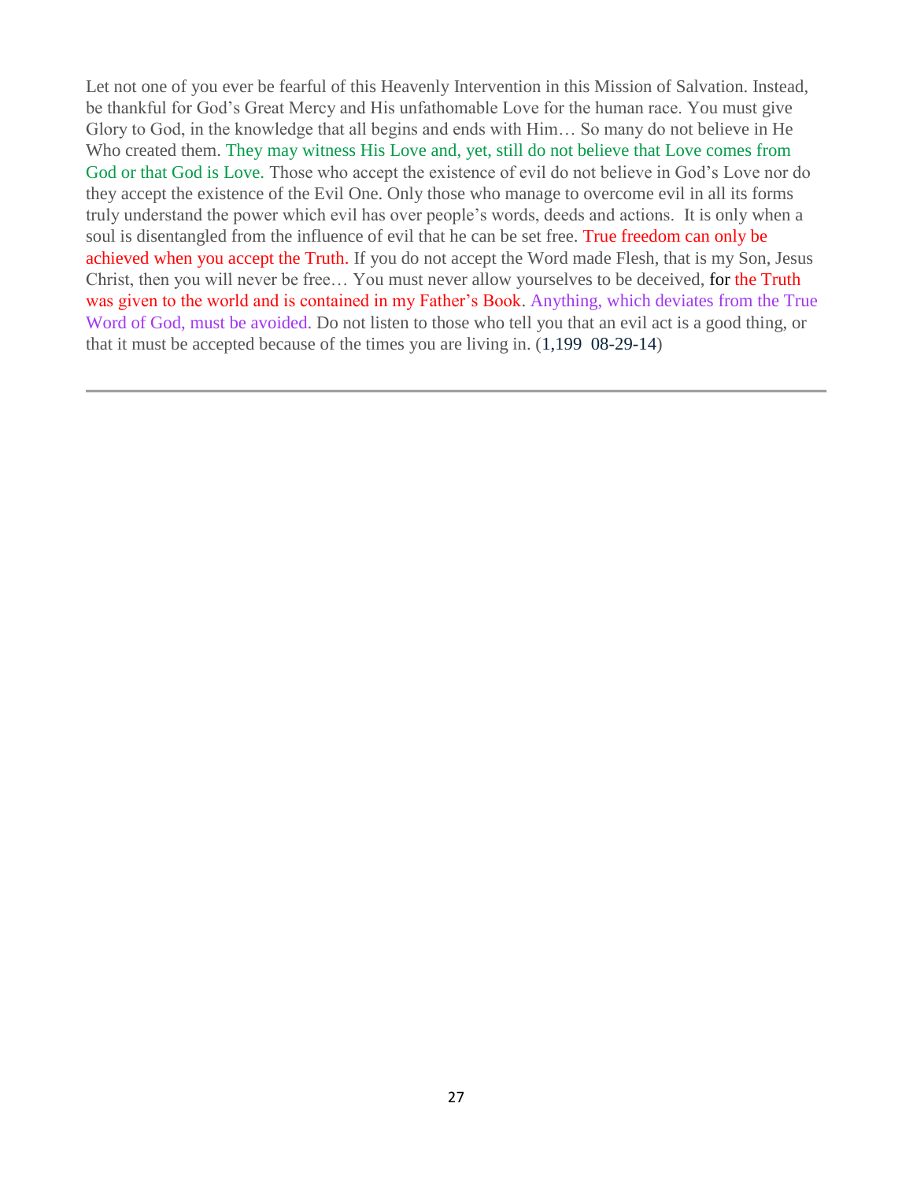Let not one of you ever be fearful of this Heavenly Intervention in this Mission of Salvation. Instead, be thankful for God's Great Mercy and His unfathomable Love for the human race. You must give Glory to God, in the knowledge that all begins and ends with Him… So many do not believe in He Who created them. They may witness His Love and, yet, still do not believe that Love comes from God or that God is Love. Those who accept the existence of evil do not believe in God's Love nor do they accept the existence of the Evil One. Only those who manage to overcome evil in all its forms truly understand the power which evil has over people's words, deeds and actions.  It is only when a soul is disentangled from the influence of evil that he can be set free. True freedom can only be achieved when you accept the Truth. If you do not accept the Word made Flesh, that is my Son, Jesus Christ, then you will never be free… You must never allow yourselves to be deceived, for the Truth was given to the world and is contained in my Father's Book. Anything, which deviates from the True Word of God, must be avoided. Do not listen to those who tell you that an evil act is a good thing, or that it must be accepted because of the times you are living in. (1,199  08-29-14)

---